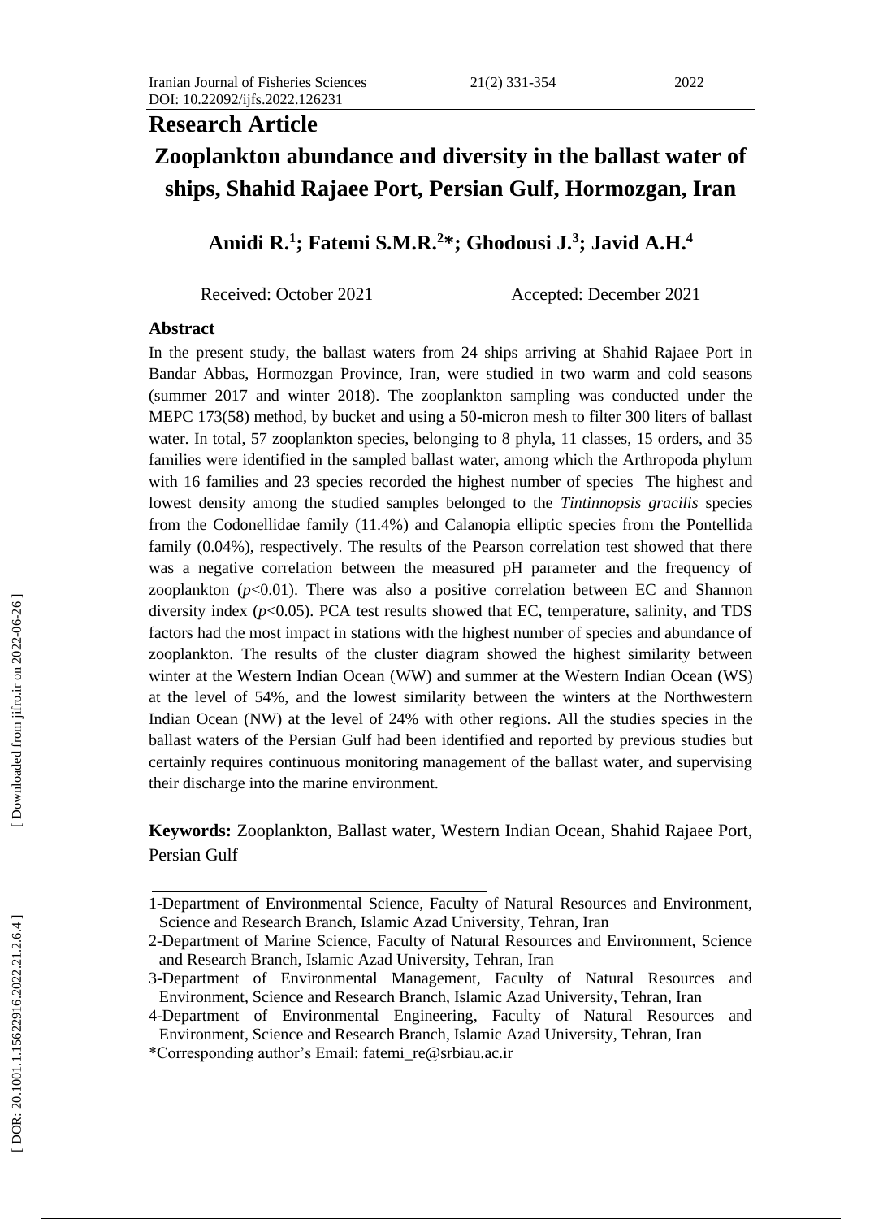Research Article

# Zooplankton abundance and diversity in the ballast water of ships, Shahid Rajaee Port, Persian Gulf, Hormozgan, Iran

**Amidi R.[1]; Fatemi S.M.R.[2]*; Ghodousi J.[3]; Javid A.H.[4]**

Received: October 2021 Accepted: December 2021

## Abstract

In the present study, the ballast waters from 24 ships arriving at Shahid Rajaee Port in Bandar Abbas, Hormozgan Province, Iran, were studied in two warm and cold seasons (summer 2017 and winter 2018). The zooplankton sampling was conducted under the MEPC 173(58) method, by bucket and using a 50-micron mesh to filter 300 liters of ballast water. In total, 57 zooplankton species, belonging to 8 phyla, 11 classes, 15 orders, and 35 families were identified in the sampled ballast water, among which the Arthropoda phylum with 16 families and 23 species recorded the highest number of species The highest and lowest density among the studied samples belonged to the *Tintinnopsis gracilis* species from the Codonellidae family (11.4%) and Calanopia elliptic species from the Pontellida family (0.04%), respectively. The results of the Pearson correlation test showed that there was a negative correlation between the measured pH parameter and the frequency of zooplankton ($p<0.01$). There was also a positive correlation between EC and Shannon diversity index ($p<0.05$). PCA test results showed that EC, temperature, salinity, and TDS factors had the most impact in stations with the highest number of species and abundance of zooplankton. The results of the cluster diagram showed the highest similarity between winter at the Western Indian Ocean (WW) and summer at the Western Indian Ocean (WS) at the level of 54%, and the lowest similarity between the winters at the Northwestern Indian Ocean (NW) at the level of 24% with other regions. All the studies species in the ballast waters of the Persian Gulf had been identified and reported by previous studies but certainly requires continuous monitoring management of the ballast water, and supervising their discharge into the marine environment.

**Keywords:** Zooplankton, Ballast water, Western Indian Ocean, Shahid Rajaee Port, Persian Gulf

---

1-Department of Environmental Science, Faculty of Natural Resources and Environment, Science and Research Branch, Islamic Azad University, Tehran, Iran

2-Department of Marine Science, Faculty of Natural Resources and Environment, Science and Research Branch, Islamic Azad University, Tehran, Iran

3-Department of Environmental Management, Faculty of Natural Resources and Environment, Science and Research Branch, Islamic Azad University, Tehran, Iran

4-Department of Environmental Engineering, Faculty of Natural Resources and Environment, Science and Research Branch, Islamic Azad University, Tehran, Iran

*Corresponding author's Email: fatemi_re@srbiau.ac.ir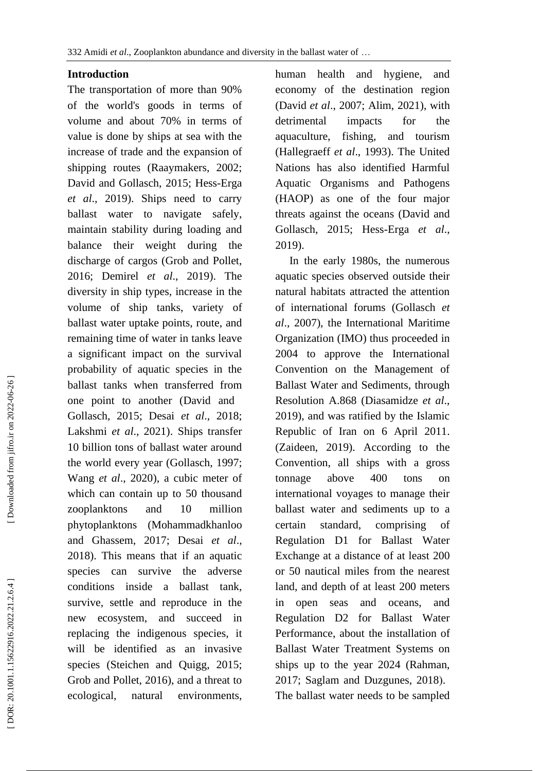## Introduction

The transportation of more than 90% of the world's goods in terms of volume and about 70% in terms of value is done by ships at sea with the increase of trade and the expansion of shipping routes (Raaymakers, 2002; David and Gollasch, 2015; Hess-Erga *et al*., 2019). Ships need to carry ballast water to navigate safely, maintain stability during loading and balance their weight during the discharge of cargos (Grob and Pollet, 2016; Demirel *et al*., 2019). The diversity in ship types, increase in the volume of ship tanks, variety of ballast water uptake points, route, and remaining time of water in tanks leave a significant impact on the survival probability of aquatic species in the ballast tanks when transferred from one point to another (David and Gollasch, 2015; Desai *et al*., 2018; Lakshmi *et al*., 2021). Ships transfer 10 billion tons of ballast water around the world every year (Gollasch, 1997; Wang *et al*., 2020), a cubic meter of which can contain up to 50 thousand zooplanktons and 10 million phytoplanktons (Mohammadkhanloo and Ghassem, 2017; Desai *et al*., 2018). This means that if an aquatic species can survive the adverse conditions inside a ballast tank, survive, settle and reproduce in the new ecosystem, and succeed in replacing the indigenous species, it will be identified as an invasive species (Steichen and Quigg, 2015; Grob and Pollet, 2016), and a threat to ecological, natural environments, human health and hygiene, and economy of the destination region (David *et al*., 2007; Alim, 2021), with detrimental impacts for the aquaculture, fishing, and tourism (Hallegraeff *et al*., 1993). The United Nations has also identified Harmful Aquatic Organisms and Pathogens (HAOP) as one of the four major threats against the oceans (David and Gollasch, 2015; Hess-Erga *et al*., 2019).

In the early 1980s, the numerous aquatic species observed outside their natural habitats attracted the attention of international forums (Gollasch *et al*., 2007), the International Maritime Organization (IMO) thus proceeded in 2004 to approve the International Convention on the Management of Ballast Water and Sediments, through Resolution A.868 (Diasamidze *et al*., 2019), and was ratified by the Islamic Republic of Iran on 6 April 2011. (Zaideen, 2019). According to the Convention, all ships with a gross tonnage above 400 tons on international voyages to manage their ballast water and sediments up to a certain standard, comprising of Regulation D1 for Ballast Water Exchange at a distance of at least 200 or 50 nautical miles from the nearest land, and depth of at least 200 meters in open seas and oceans, and Regulation D2 for Ballast Water Performance, about the installation of Ballast Water Treatment Systems on ships up to the year 2024 (Rahman, 2017; Saglam and Duzgunes, 2018). The ballast water needs to be sampled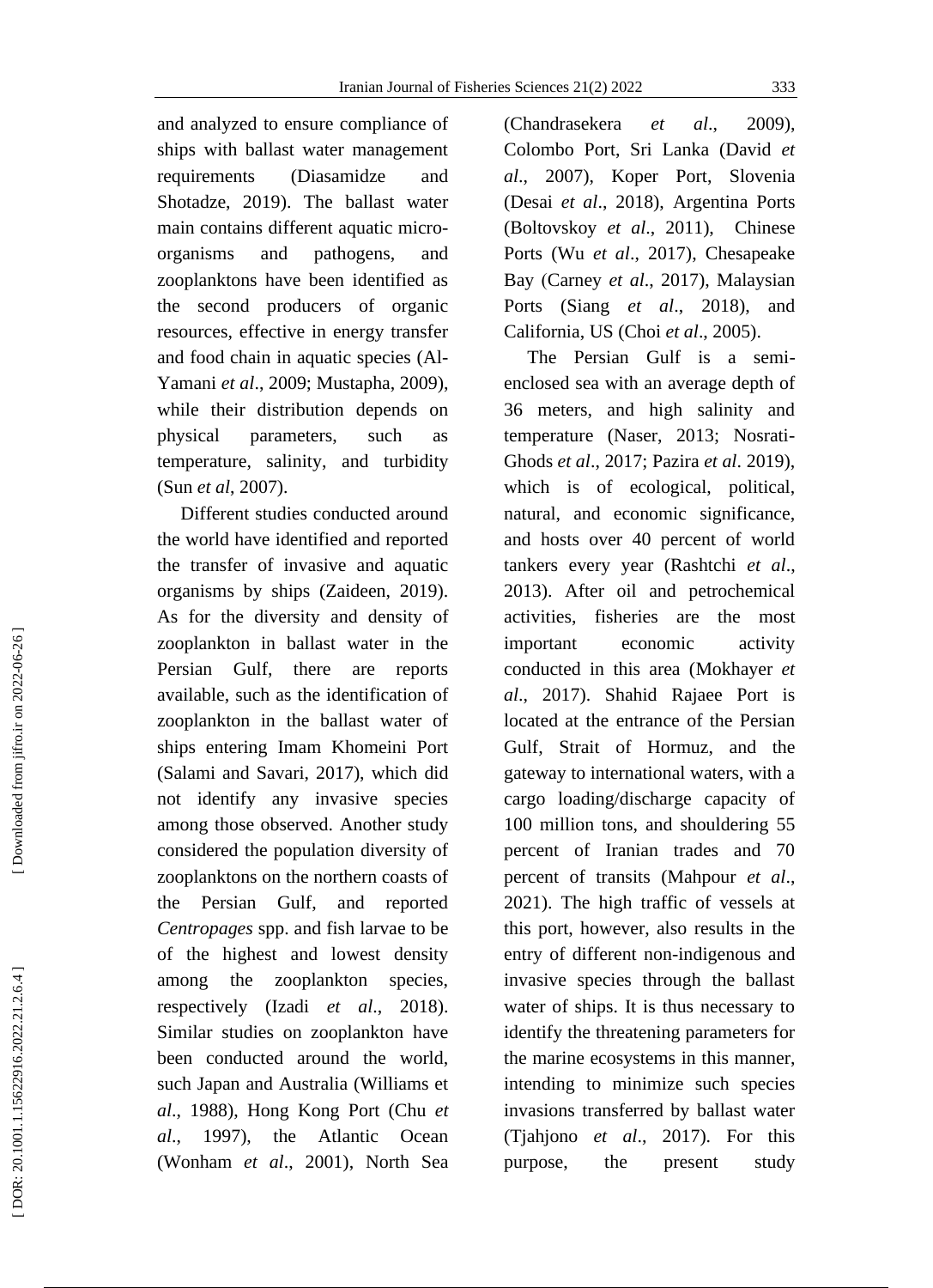and analyzed to ensure compliance of ships with ballast water management requirements (Diasamidze and Shotadze, 2019). The ballast water main contains different aquatic micro-organisms and pathogens, and zooplanktons have been identified as the second producers of organic resources, effective in energy transfer and food chain in aquatic species (Al-Yamani *et al*., 2009; Mustapha, 2009), while their distribution depends on physical parameters, such as temperature, salinity, and turbidity (Sun *et al*, 2007).

Different studies conducted around the world have identified and reported the transfer of invasive and aquatic organisms by ships (Zaideen, 2019). As for the diversity and density of zooplankton in ballast water in the Persian Gulf, there are reports available, such as the identification of zooplankton in the ballast water of ships entering Imam Khomeini Port (Salami and Savari, 2017), which did not identify any invasive species among those observed. Another study considered the population diversity of zooplanktons on the northern coasts of the Persian Gulf, and reported *Centropages* spp. and fish larvae to be of the highest and lowest density among the zooplankton species, respectively (Izadi *et al*., 2018). Similar studies on zooplankton have been conducted around the world, such Japan and Australia (Williams et *al*., 1988), Hong Kong Port (Chu *et al*., 1997), the Atlantic Ocean (Wonham *et al*., 2001), North Sea (Chandrasekera *et al*., 2009), Colombo Port, Sri Lanka (David *et al*., 2007), Koper Port, Slovenia (Desai *et al*., 2018), Argentina Ports (Boltovskoy *et al*., 2011), Chinese Ports (Wu *et al*., 2017), Chesapeake Bay (Carney *et al*., 2017), Malaysian Ports (Siang *et al*., 2018), and California, US (Choi *et al*., 2005).

The Persian Gulf is a semi-enclosed sea with an average depth of 36 meters, and high salinity and temperature (Naser, 2013; Nosrati-Ghods *et al*., 2017; Pazira *et al*. 2019), which is of ecological, political, natural, and economic significance, and hosts over 40 percent of world tankers every year (Rashtchi *et al*., 2013). After oil and petrochemical activities, fisheries are the most important economic activity conducted in this area (Mokhayer *et al*., 2017). Shahid Rajaee Port is located at the entrance of the Persian Gulf, Strait of Hormuz, and the gateway to international waters, with a cargo loading/discharge capacity of 100 million tons, and shouldering 55 percent of Iranian trades and 70 percent of transits (Mahpour *et al*., 2021). The high traffic of vessels at this port, however, also results in the entry of different non-indigenous and invasive species through the ballast water of ships. It is thus necessary to identify the threatening parameters for the marine ecosystems in this manner, intending to minimize such species invasions transferred by ballast water (Tjahjono *et al*., 2017). For this purpose, the present study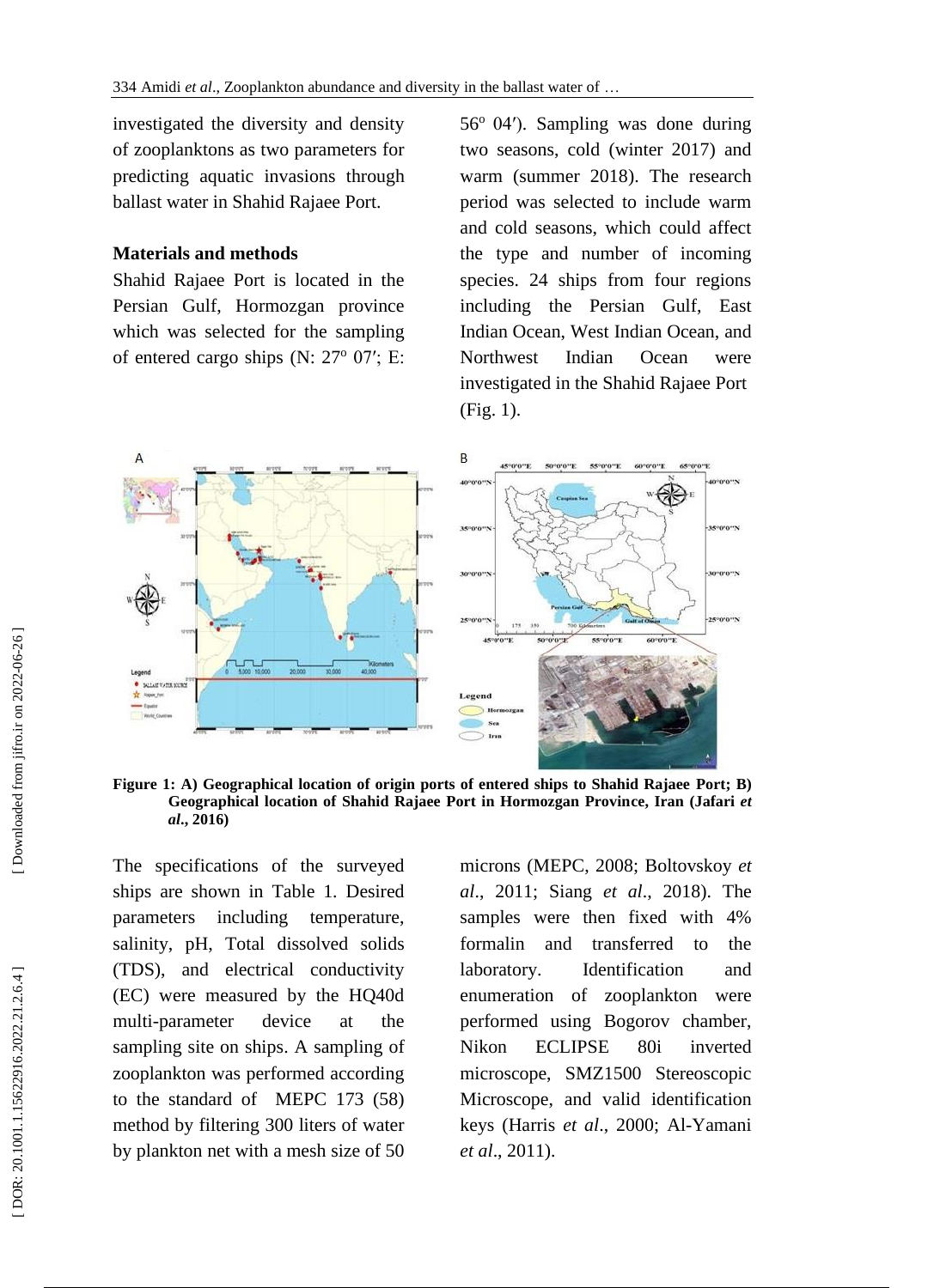investigated the diversity and density of zooplanktons as two parameters for predicting aquatic invasions through ballast water in Shahid Rajaee Port.

## Materials and methods

Shahid Rajaee Port is located in the Persian Gulf, Hormozgan province which was selected for the sampling of entered cargo ships (N: 27° 07′; E: 56° 04′). Sampling was done during two seasons, cold (winter 2017) and warm (summer 2018). The research period was selected to include warm and cold seasons, which could affect the type and number of incoming species. 24 ships from four regions including the Persian Gulf, East Indian Ocean, West Indian Ocean, and Northwest Indian Ocean were investigated in the Shahid Rajaee Port (Fig. 1).

**Figure 1: A) Geographical location of origin ports of entered ships to Shahid Rajaee Port; B) Geographical location of Shahid Rajaee Port in Hormozgan Province, Iran (Jafari *et al.*, 2016)**

The specifications of the surveyed ships are shown in Table 1. Desired parameters including temperature, salinity, pH, Total dissolved solids (TDS), and electrical conductivity (EC) were measured by the HQ40d multi-parameter device at the sampling site on ships. A sampling of zooplankton was performed according to the standard of MEPC 173 (58) method by filtering 300 liters of water by plankton net with a mesh size of 50 microns (MEPC, 2008; Boltovskoy *et al*., 2011; Siang *et al*., 2018). The samples were then fixed with 4% formalin and transferred to the laboratory. Identification and enumeration of zooplankton were performed using Bogorov chamber, Nikon ECLIPSE 80i inverted microscope, SMZ1500 Stereoscopic Microscope, and valid identification keys (Harris *et al*., 2000; Al-Yamani *et al*., 2011).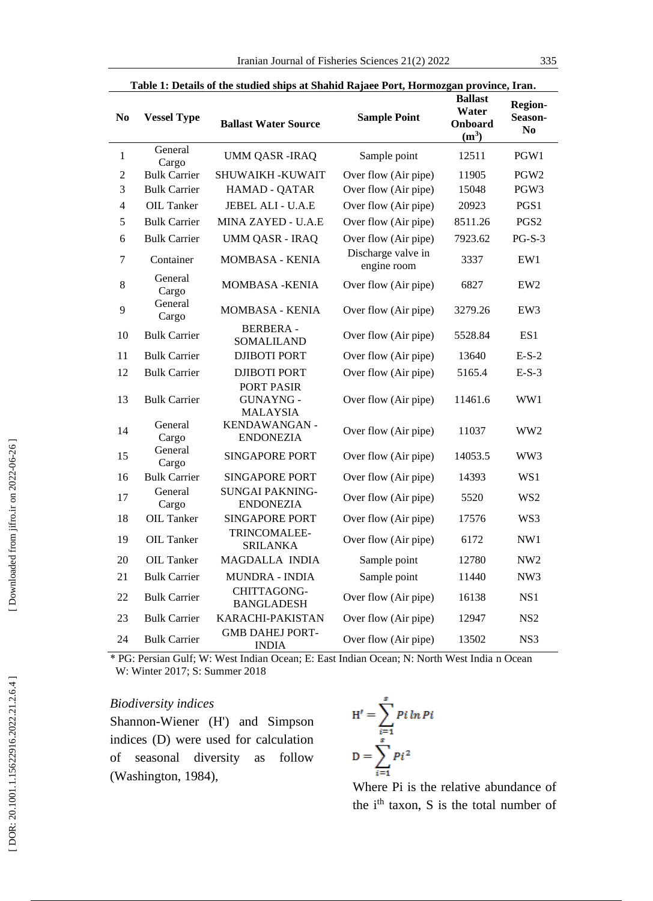**Table 1: Details of the studied ships at Shahid Rajaee Port, Hormozgan province, Iran.**

| No | Vessel Type | Ballast Water Source | Sample Point | Ballast Water Onboard ($m^3$) | Region-Season-No |
|---|---|---|---|---|---|
| 1 | General Cargo | UMM QASR -IRAQ | Sample point | 12511 | PGW1 |
| 2 | Bulk Carrier | SHUWAIKH -KUWAIT | Over flow (Air pipe) | 11905 | PGW2 |
| 3 | Bulk Carrier | HAMAD - QATAR | Over flow (Air pipe) | 15048 | PGW3 |
| 4 | OIL Tanker | JEBEL ALI - U.A.E | Over flow (Air pipe) | 20923 | PGS1 |
| 5 | Bulk Carrier | MINA ZAYED - U.A.E | Over flow (Air pipe) | 8511.26 | PGS2 |
| 6 | Bulk Carrier | UMM QASR - IRAQ | Over flow (Air pipe) | 7923.62 | PG-S-3 |
| 7 | Container | MOMBASA - KENIA | Discharge valve in engine room | 3337 | EW1 |
| 8 | General Cargo | MOMBASA -KENIA | Over flow (Air pipe) | 6827 | EW2 |
| 9 | General Cargo | MOMBASA - KENIA | Over flow (Air pipe) | 3279.26 | EW3 |
| 10 | Bulk Carrier | BERBERA - SOMALILAND | Over flow (Air pipe) | 5528.84 | ES1 |
| 11 | Bulk Carrier | DJIBOTI PORT | Over flow (Air pipe) | 13640 | E-S-2 |
| 12 | Bulk Carrier | DJIBOTI PORT | Over flow (Air pipe) | 5165.4 | E-S-3 |
| 13 | Bulk Carrier | PORT PASIR GUNAYNG - MALAYSIA | Over flow (Air pipe) | 11461.6 | WW1 |
| 14 | General Cargo | KENDAWANGAN - ENDONEZIA | Over flow (Air pipe) | 11037 | WW2 |
| 15 | General Cargo | SINGAPORE PORT | Over flow (Air pipe) | 14053.5 | WW3 |
| 16 | Bulk Carrier | SINGAPORE PORT | Over flow (Air pipe) | 14393 | WS1 |
| 17 | General Cargo | SUNGAI PAKNING- ENDONEZIA | Over flow (Air pipe) | 5520 | WS2 |
| 18 | OIL Tanker | SINGAPORE PORT | Over flow (Air pipe) | 17576 | WS3 |
| 19 | OIL Tanker | TRINCOMALEE- SRILANKA | Over flow (Air pipe) | 6172 | NW1 |
| 20 | OIL Tanker | MAGDALLA INDIA | Sample point | 12780 | NW2 |
| 21 | Bulk Carrier | MUNDRA - INDIA | Sample point | 11440 | NW3 |
| 22 | Bulk Carrier | CHITTAGONG- BANGLADESH | Over flow (Air pipe) | 16138 | NS1 |
| 23 | Bulk Carrier | KARACHI-PAKISTAN | Over flow (Air pipe) | 12947 | NS2 |
| 24 | Bulk Carrier | GMB DAHEJ PORT- INDIA | Over flow (Air pipe) | 13502 | NS3 |

* PG: Persian Gulf; W: West Indian Ocean; E: East Indian Ocean; N: North West India n Ocean
W: Winter 2017; S: Summer 2018

*Biodiversity indices*

Shannon-Wiener (H') and Simpson indices (D) were used for calculation of seasonal diversity as follow (Washington, 1984),

$$H' = \sum_{i=1}^{s} Pi \ln Pi$$

$$D = \sum_{i=1}^{s} Pi^2$$

Where Pi is the relative abundance of the $i^{th}$ taxon, S is the total number of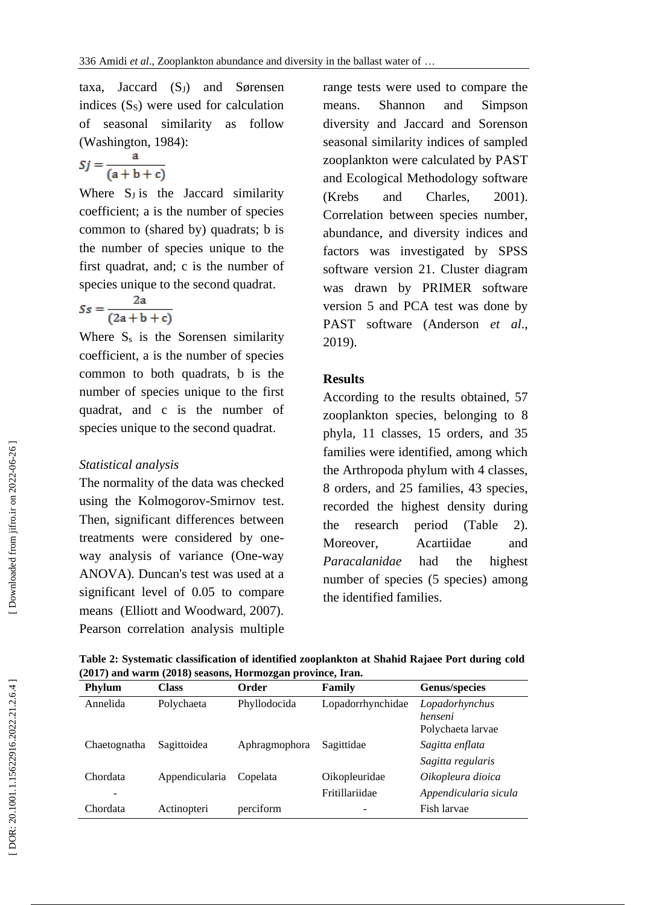taxa, Jaccard ($S_J$) and Sørensen indices ($S_S$) were used for calculation of seasonal similarity as follow (Washington, 1984):

$$Sj = \frac{a}{(a + b + c)}$$

Where $S_J$ is the Jaccard similarity coefficient; a is the number of species common to (shared by) quadrats; b is the number of species unique to the first quadrat, and; c is the number of species unique to the second quadrat.

$$Ss = \frac{2a}{(2a + b + c)}$$

Where $S_s$ is the Sorensen similarity coefficient, a is the number of species common to both quadrats, b is the number of species unique to the first quadrat, and c is the number of species unique to the second quadrat.

*Statistical analysis*

The normality of the data was checked using the Kolmogorov-Smirnov test. Then, significant differences between treatments were considered by one-way analysis of variance (One-way ANOVA). Duncan's test was used at a significant level of 0.05 to compare means (Elliott and Woodward, 2007). Pearson correlation analysis multiple range tests were used to compare the means. Shannon and Simpson diversity and Jaccard and Sorenson seasonal similarity indices of sampled zooplankton were calculated by PAST and Ecological Methodology software (Krebs and Charles, 2001). Correlation between species number, abundance, and diversity indices and factors was investigated by SPSS software version 21. Cluster diagram was drawn by PRIMER software version 5 and PCA test was done by PAST software (Anderson *et al*., 2019).

## Results

According to the results obtained, 57 zooplankton species, belonging to 8 phyla, 11 classes, 15 orders, and 35 families were identified, among which the Arthropoda phylum with 4 classes, 8 orders, and 25 families, 43 species, recorded the highest density during the research period (Table 2). Moreover, Acartiidae and *Paracalanidae* had the highest number of species (5 species) among the identified families.

**Table 2: Systematic classification of identified zooplankton at Shahid Rajaee Port during cold (2017) and warm (2018) seasons, Hormozgan province, Iran.**

| Phylum | Class | Order | Family | Genus/species |
|---|---|---|---|---|
| Annelida | Polychaeta | Phyllodocida | Lopadorrhynchidae | *Lopadorhynchus henseni* |
| | | | | Polychaeta larvae |
| Chaetognatha | Sagittoidea | Aphragmophora | Sagittidae | *Sagitta enflata* |
| | | | | *Sagitta regularis* |
| Chordata | Appendicularia | Copelata | Oikopleuridae | *Oikopleura dioica* |
| - | | | Fritillariidae | *Appendicularia sicula* |
| Chordata | Actinopteri | perciform | - | Fish larvae |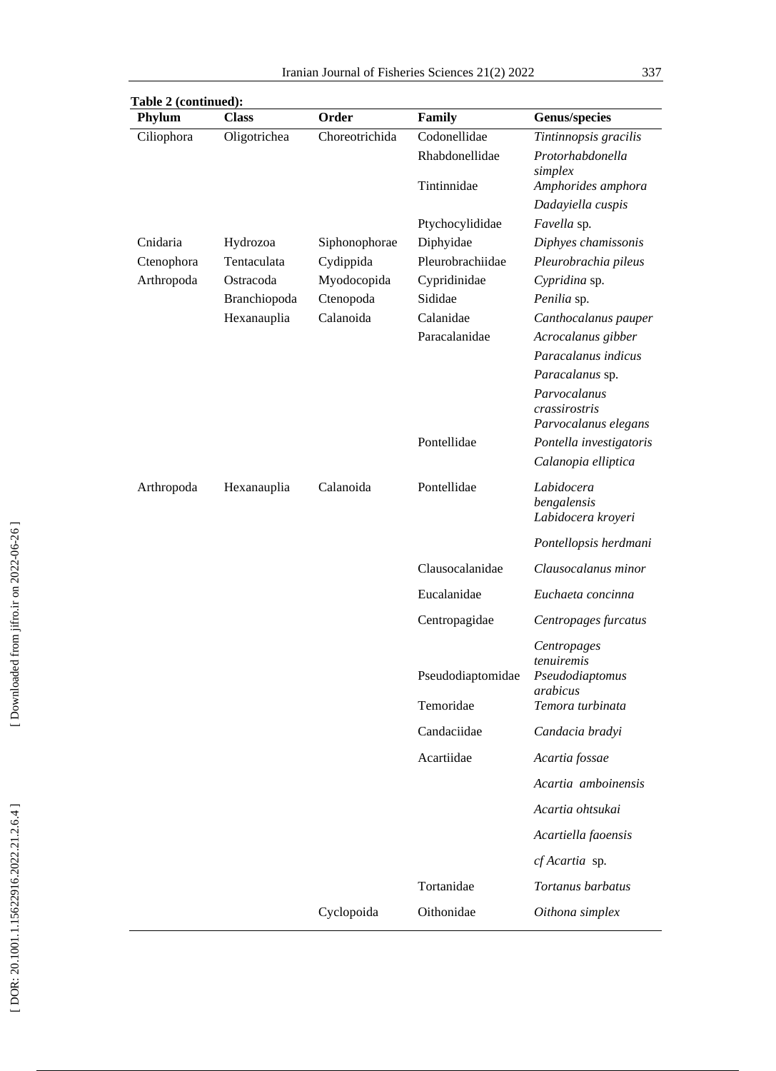**Table 2 (continued):**

| Phylum | Class | Order | Family | Genus/species |
|---|---|---|---|---|
| Ciliophora | Oligotrichea | Choreotrichida | Codonellidae | *Tintinnopsis gracilis* |
| | | | Rhabdonellidae | *Protorhabdonella simplex* |
| | | | Tintinnidae | *Amphorides amphora* |
| | | | | *Dadayiella cuspis* |
| | | | Ptychocylididae | *Favella* sp. |
| Cnidaria | Hydrozoa | Siphonophorae | Diphyidae | *Diphyes chamissonis* |
| Ctenophora | Tentaculata | Cydippida | Pleurobrachiidae | *Pleurobrachia pileus* |
| Arthropoda | Ostracoda | Myodocopida | Cypridinidae | *Cypridina* sp. |
| | Branchiopoda | Ctenopoda | Sididae | *Penilia* sp. |
| | Hexanauplia | Calanoida | Calanidae | *Canthocalanus pauper* |
| | | | Paracalanidae | *Acrocalanus gibber* |
| | | | | *Paracalanus indicus* |
| | | | | *Paracalanus* sp. |
| | | | | *Parvocalanus crassirostris* |
| | | | | *Parvocalanus elegans* |
| | | | Pontellidae | *Pontella investigatoris* |
| | | | | *Calanopia elliptica* |
| Arthropoda | Hexanauplia | Calanoida | Pontellidae | *Labidocera bengalensis* |
| | | | | *Labidocera kroyeri* |
| | | | | *Pontellopsis herdmani* |
| | | | Clausocalanidae | *Clausocalanus minor* |
| | | | Eucalanidae | *Euchaeta concinna* |
| | | | Centropagidae | *Centropages furcatus* |
| | | | | *Centropages tenuiremis* |
| | | | Pseudodiaptomidae | *Pseudodiaptomus arabicus* |
| | | | Temoridae | *Temora turbinata* |
| | | | Candaciidae | *Candacia bradyi* |
| | | | Acartiidae | *Acartia fossae* |
| | | | | *Acartia amboinensis* |
| | | | | *Acartia ohtsukai* |
| | | | | *Acartiella faoensis* |
| | | | | cf *Acartia* sp. |
| | | | Tortanidae | *Tortanus barbatus* |
| | | Cyclopoida | Oithonidae | *Oithona simplex* |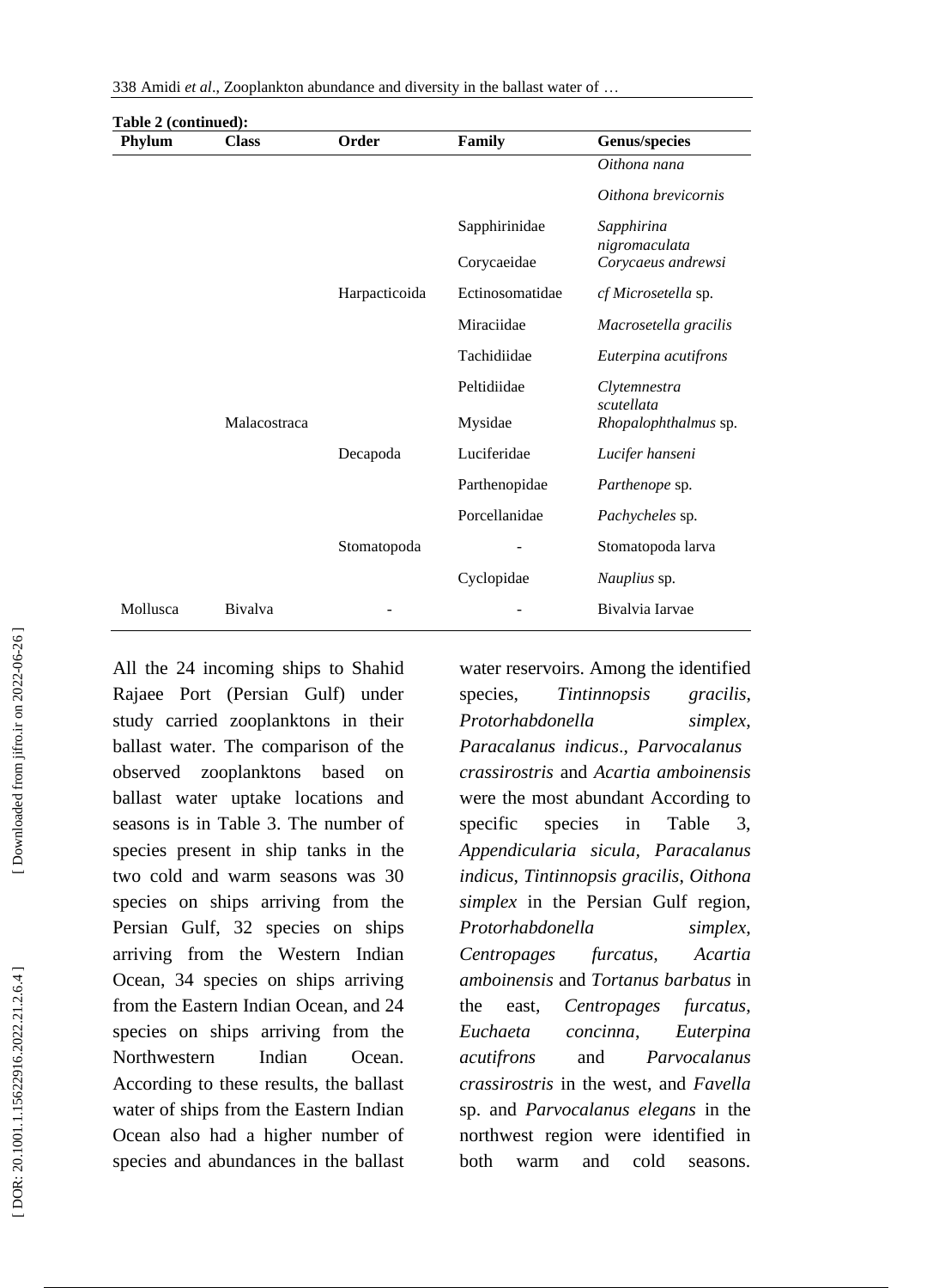**Table 2 (continued):**

| Phylum | Class | Order | Family | Genus/species |
|---|---|---|---|---|
| | | | | *Oithona nana* |
| | | | | *Oithona brevicornis* |
| | | | Sapphirinidae | *Sapphirina nigromaculata* |
| | | | Corycaeidae | *Corycaeus andrewsi* |
| | | Harpacticoida | Ectinosomatidae | *cf Microsetella* sp. |
| | | | Miraciidae | *Macrosetella gracilis* |
| | | | Tachidiidae | *Euterpina acutifrons* |
| | | | Peltidiidae | *Clytemnestra scutellata* |
| | Malacostraca | | Mysidae | *Rhopalophthalmus* sp. |
| | | Decapoda | Luciferidae | *Lucifer hanseni* |
| | | | Parthenopidae | *Parthenope* sp. |
| | | | Porcellanidae | *Pachycheles* sp. |
| | | Stomatopoda | - | Stomatopoda larva |
| | | | Cyclopidae | *Nauplius* sp. |
| Mollusca | Bivalva | - | - | Bivalvia Iarvae |

All the 24 incoming ships to Shahid Rajaee Port (Persian Gulf) under study carried zooplanktons in their ballast water. The comparison of the observed zooplanktons based on ballast water uptake locations and seasons is in Table 3. The number of species present in ship tanks in the two cold and warm seasons was 30 species on ships arriving from the Persian Gulf, 32 species on ships arriving from the Western Indian Ocean, 34 species on ships arriving from the Eastern Indian Ocean, and 24 species on ships arriving from the Northwestern Indian Ocean. According to these results, the ballast water of ships from the Eastern Indian Ocean also had a higher number of species and abundances in the ballast water reservoirs. Among the identified species, *Tintinnopsis gracilis*, *Protorhabdonella simplex*, *Paracalanus indicus*., *Parvocalanus crassirostris* and *Acartia amboinensis* were the most abundant According to specific species in Table 3, *Appendicularia sicula*, *Paracalanus indicus*, *Tintinnopsis gracilis*, *Oithona simplex* in the Persian Gulf region, *Protorhabdonella simplex*, *Centropages furcatus*, *Acartia amboinensis* and *Tortanus barbatus* in the east, *Centropages furcatus*, *Euchaeta concinna*, *Euterpina acutifrons* and *Parvocalanus crassirostris* in the west, and *Favella* sp. and *Parvocalanus elegans* in the northwest region were identified in both warm and cold seasons.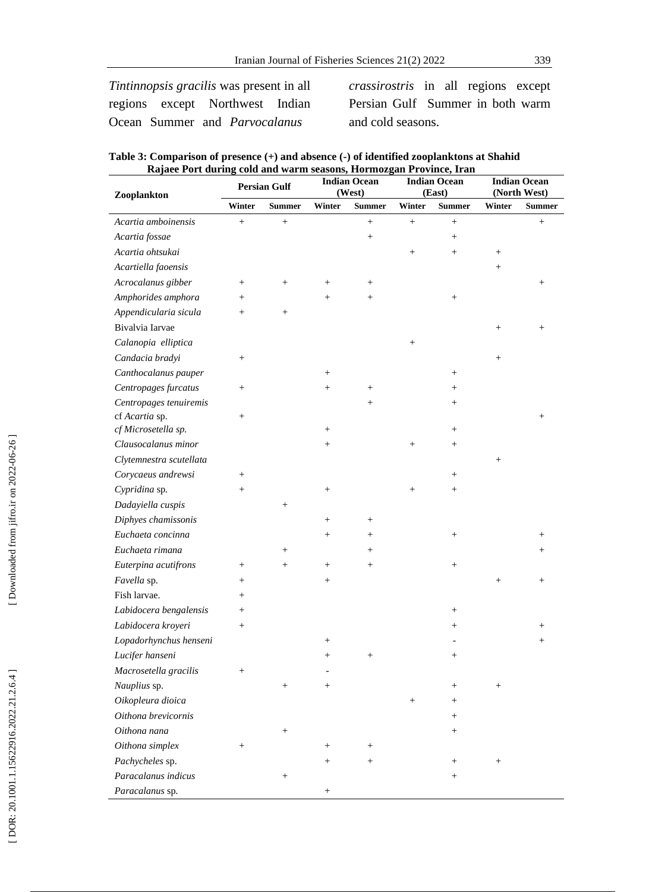*Tintinnopsis gracilis* was present in all regions except Northwest Indian Ocean Summer and *Parvocalanus crassirostris* in all regions except Persian Gulf Summer in both warm and cold seasons.

**Table 3: Comparison of presence (+) and absence (-) of identified zooplanktons at Shahid Rajaee Port during cold and warm seasons, Hormozgan Province, Iran**

| Zooplankton | Persian Gulf | | Indian Ocean (West) | | Indian Ocean (East) | | Indian Ocean (North West) | |
|---|---|---|---|---|---|---|---|---|
| | Winter | Summer | Winter | Summer | Winter | Summer | Winter | Summer |
| *Acartia amboinensis* | + | + | | + | + | + | | + |
| *Acartia fossae* | | | | + | | + | | |
| *Acartia ohtsukai* | | | | | + | + | + | |
| *Acartiella faoensis* | | | | | | | + | |
| *Acrocalanus gibber* | + | + | + | + | | | | + |
| *Amphorides amphora* | + | | + | + | | + | | |
| *Appendicularia sicula* | + | + | | | | | | |
| Bivalvia Iarvae | | | | | | | + | + |
| *Calanopia elliptica* | | | | | + | | | |
| *Candacia bradyi* | + | | | | | | + | |
| *Canthocalanus pauper* | | | + | | | + | | |
| *Centropages furcatus* | + | | + | + | | + | | |
| *Centropages tenuiremis* | | | | + | | + | | |
| cf *Acartia* sp. | + | | | | | | | + |
| *cf Microsetella sp.* | | | + | | | + | | |
| *Clausocalanus minor* | | | + | | + | + | | |
| *Clytemnestra scutellata* | | | | | | | + | |
| *Corycaeus andrewsi* | + | | | | | + | | |
| *Cypridina* sp. | + | | + | | + | + | | |
| *Dadayiella cuspis* | | + | | | | | | |
| *Diphyes chamissonis* | | | + | + | | | | |
| *Euchaeta concinna* | | | + | + | | + | | + |
| *Euchaeta rimana* | | + | | + | | | | + |
| *Euterpina acutifrons* | + | + | + | + | | + | | |
| *Favella* sp. | + | | + | | | | + | + |
| Fish larvae. | + | | | | | | | |
| *Labidocera bengalensis* | + | | | | | + | | |
| *Labidocera kroyeri* | + | | | | | + | | + |
| *Lopadorhynchus henseni* | | | + | | | - | | + |
| *Lucifer hanseni* | | | + | + | | + | | |
| *Macrosetella gracilis* | + | | - | | | | | |
| *Nauplius* sp. | | + | + | | | + | + | |
| *Oikopleura dioica* | | | | | + | + | | |
| *Oithona brevicornis* | | | | | | + | | |
| *Oithona nana* | | + | | | | + | | |
| *Oithona simplex* | + | | + | + | | | | |
| *Pachycheles* sp. | | | + | + | | + | + | |
| *Paracalanus indicus* | | + | | | | + | | |
| *Paracalanus* sp. | | | + | | | | | |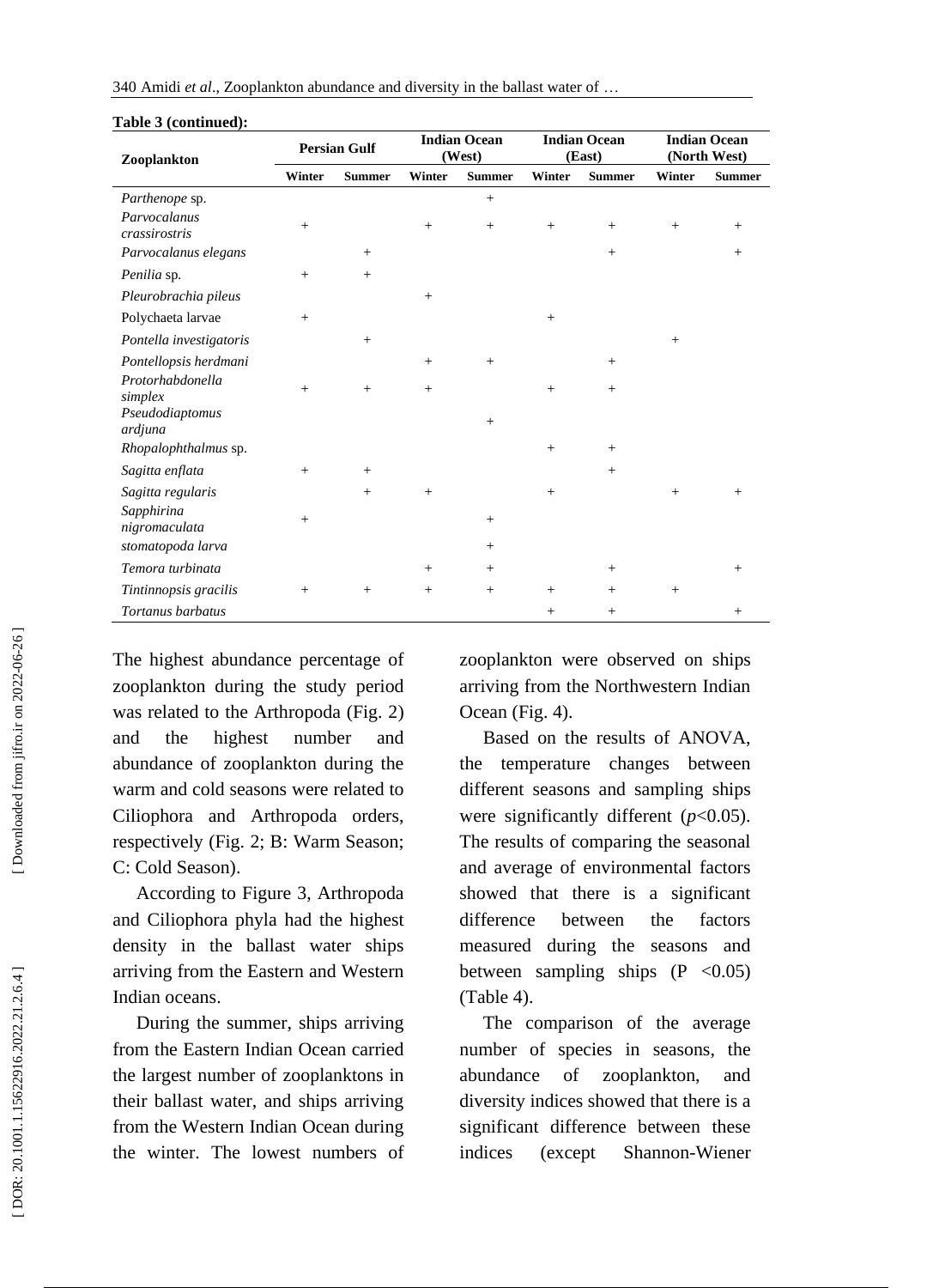**Table 3 (continued):**

| Zooplankton | Persian Gulf | | Indian Ocean (West) | | Indian Ocean (East) | | Indian Ocean (North West) | |
|---|---|---|---|---|---|---|---|---|
| | Winter | Summer | Winter | Summer | Winter | Summer | Winter | Summer |
| *Parthenope* sp. | | | | + | | | | |
| *Parvocalanus crassirostris* | + | | + | + | + | + | + | + |
| *Parvocalanus elegans* | | + | | | | + | | + |
| *Penilia* sp. | + | + | | | | | | |
| *Pleurobrachia pileus* | | | + | | | | | |
| Polychaeta larvae | + | | | | + | | | |
| *Pontella investigatoris* | | + | | | | | + | |
| *Pontellopsis herdmani* | | | + | + | | + | | |
| *Protorhabdonella simplex* | + | + | + | | + | + | | |
| *Pseudodiaptomus ardjuna* | | | | + | | | | |
| *Rhopalophthalmus* sp. | | | | | + | + | | |
| *Sagitta enflata* | + | + | | | | + | | |
| *Sagitta regularis* | | + | + | | + | | + | + |
| *Sapphirina nigromaculata* | + | | | + | | | | |
| *stomatopoda larva* | | | | + | | | | |
| *Temora turbinata* | | | + | + | | + | | + |
| *Tintinnopsis gracilis* | + | + | + | + | + | + | + | |
| *Tortanus barbatus* | | | | | + | + | | + |

The highest abundance percentage of zooplankton during the study period was related to the Arthropoda (Fig. 2) and the highest number and abundance of zooplankton during the warm and cold seasons were related to Ciliophora and Arthropoda orders, respectively (Fig. 2; B: Warm Season; C: Cold Season).

According to Figure 3, Arthropoda and Ciliophora phyla had the highest density in the ballast water ships arriving from the Eastern and Western Indian oceans.

During the summer, ships arriving from the Eastern Indian Ocean carried the largest number of zooplanktons in their ballast water, and ships arriving from the Western Indian Ocean during the winter. The lowest numbers of zooplankton were observed on ships arriving from the Northwestern Indian Ocean (Fig. 4).

Based on the results of ANOVA, the temperature changes between different seasons and sampling ships were significantly different ($p$<0.05). The results of comparing the seasonal and average of environmental factors showed that there is a significant difference between the factors measured during the seasons and between sampling ships (P <0.05) (Table 4).

The comparison of the average number of species in seasons, the abundance of zooplankton, and diversity indices showed that there is a significant difference between these indices (except Shannon-Wiener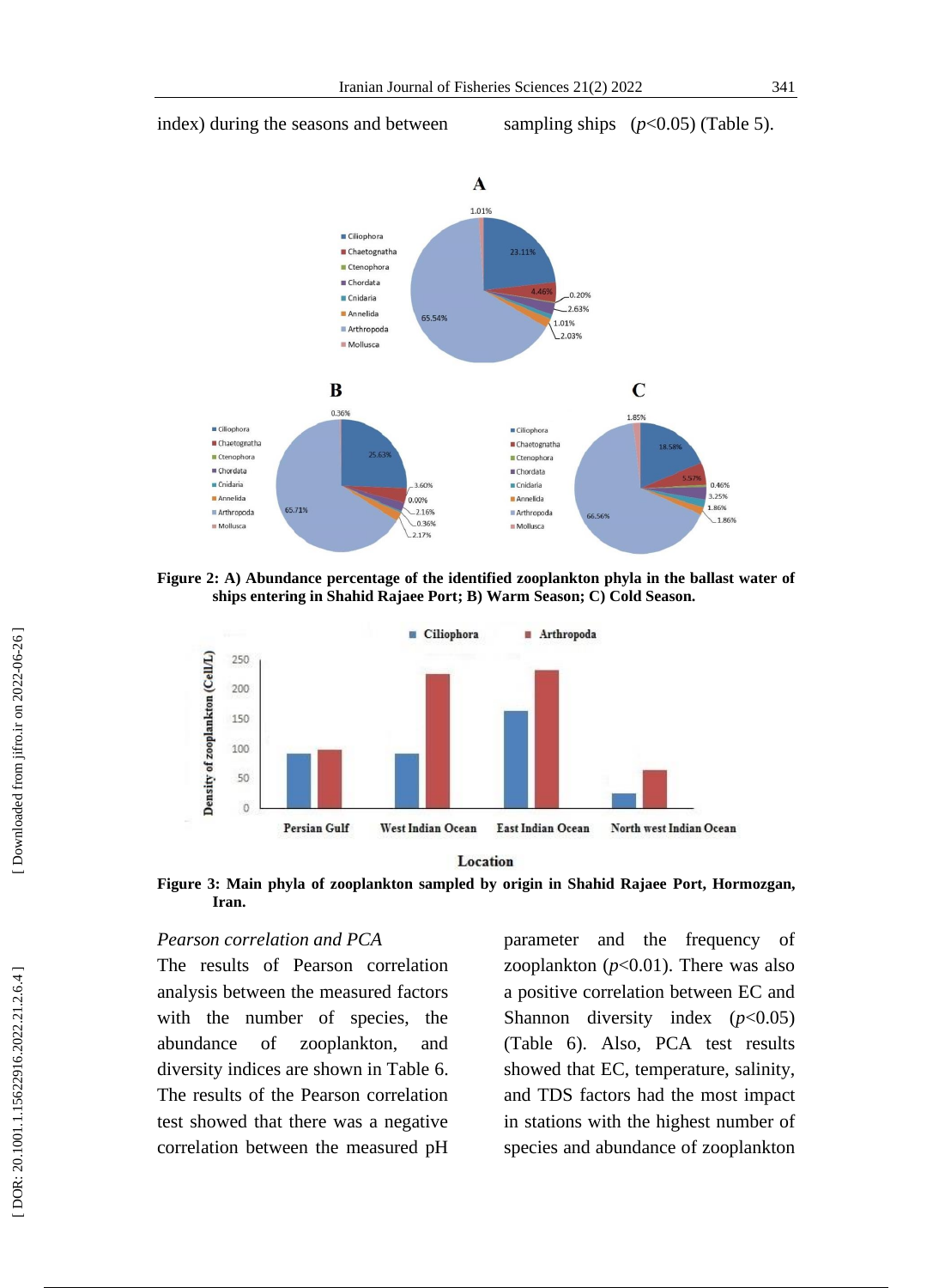index) during the seasons and between sampling ships ($p<0.05$) (Table 5).

**Figure 2: A) Abundance percentage of the identified zooplankton phyla in the ballast water of ships entering in Shahid Rajaee Port; B) Warm Season; C) Cold Season.**

**Figure 3: Main phyla of zooplankton sampled by origin in Shahid Rajaee Port, Hormozgan, Iran.**

*Pearson correlation and PCA*

The results of Pearson correlation analysis between the measured factors with the number of species, the abundance of zooplankton, and diversity indices are shown in Table 6. The results of the Pearson correlation test showed that there was a negative correlation between the measured pH parameter and the frequency of zooplankton ($p<0.01$). There was also a positive correlation between EC and Shannon diversity index ($p<0.05$) (Table 6). Also, PCA test results showed that EC, temperature, salinity, and TDS factors had the most impact in stations with the highest number of species and abundance of zooplankton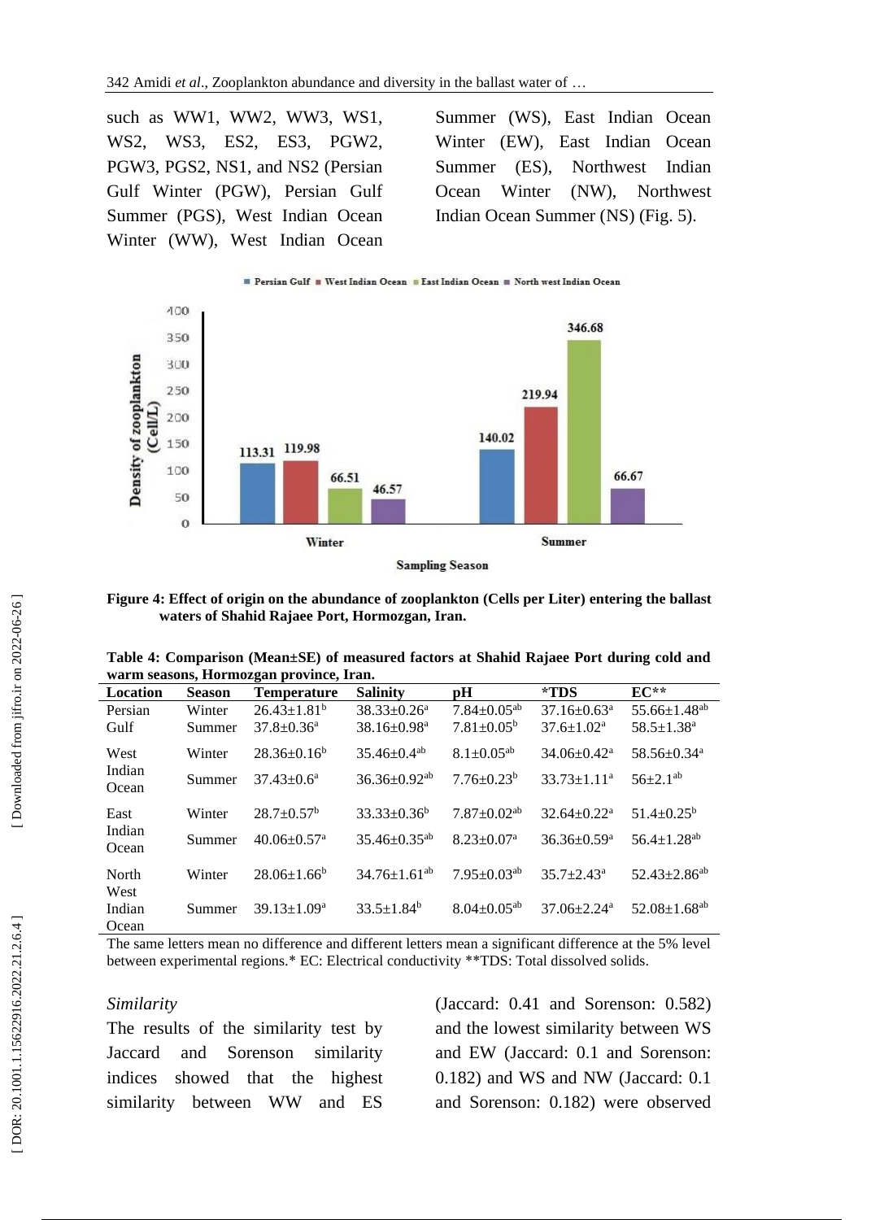such as WW1, WW2, WW3, WS1, WS2, WS3, ES2, ES3, PGW2, PGW3, PGS2, NS1, and NS2 (Persian Gulf Winter (PGW), Persian Gulf Summer (PGS), West Indian Ocean Winter (WW), West Indian Ocean Summer (WS), East Indian Ocean Winter (EW), East Indian Ocean Summer (ES), Northwest Indian Ocean Winter (NW), Northwest Indian Ocean Summer (NS) (Fig. 5).

**Figure 4: Effect of origin on the abundance of zooplankton (Cells per Liter) entering the ballast waters of Shahid Rajaee Port, Hormozgan, Iran.**

**Table 4: Comparison (Mean±SE) of measured factors at Shahid Rajaee Port during cold and warm seasons, Hormozgan province, Iran.**

| Location | Season | Temperature | Salinity | pH | *TDS | EC** |
|---|---|---|---|---|---|---|
| Persian Gulf | Winter | 26.43±1.81[b] | 38.33±0.26[a] | 7.84±0.05[ab] | 37.16±0.63[a] | 55.66±1.48[ab] |
| | Summer | 37.8±0.36[a] | 38.16±0.98[a] | 7.81±0.05[b] | 37.6±1.02[a] | 58.5±1.38[a] |
| West Indian Ocean | Winter | 28.36±0.16[b] | 35.46±0.4[ab] | 8.1±0.05[ab] | 34.06±0.42[a] | 58.56±0.34[a] |
| | Summer | 37.43±0.6[a] | 36.36±0.92[ab] | 7.76±0.23[b] | 33.73±1.11[a] | 56±2.1[ab] |
| East Indian Ocean | Winter | 28.7±0.57[b] | 33.33±0.36[b] | 7.87±0.02[ab] | 32.64±0.22[a] | 51.4±0.25[b] |
| | Summer | 40.06±0.57[a] | 35.46±0.35[ab] | 8.23±0.07[a] | 36.36±0.59[a] | 56.4±1.28[ab] |
| North West Indian Ocean | Winter | 28.06±1.66[b] | 34.76±1.61[ab] | 7.95±0.03[ab] | 35.7±2.43[a] | 52.43±2.86[ab] |
| | Summer | 39.13±1.09[a] | 33.5±1.84[b] | 8.04±0.05[ab] | 37.06±2.24[a] | 52.08±1.68[ab] |

The same letters mean no difference and different letters mean a significant difference at the 5% level between experimental regions.* EC: Electrical conductivity **TDS: Total dissolved solids.

*Similarity*

The results of the similarity test by Jaccard and Sorenson similarity indices showed that the highest similarity between WW and ES (Jaccard: 0.41 and Sorenson: 0.582) and the lowest similarity between WS and EW (Jaccard: 0.1 and Sorenson: 0.182) and WS and NW (Jaccard: 0.1 and Sorenson: 0.182) were observed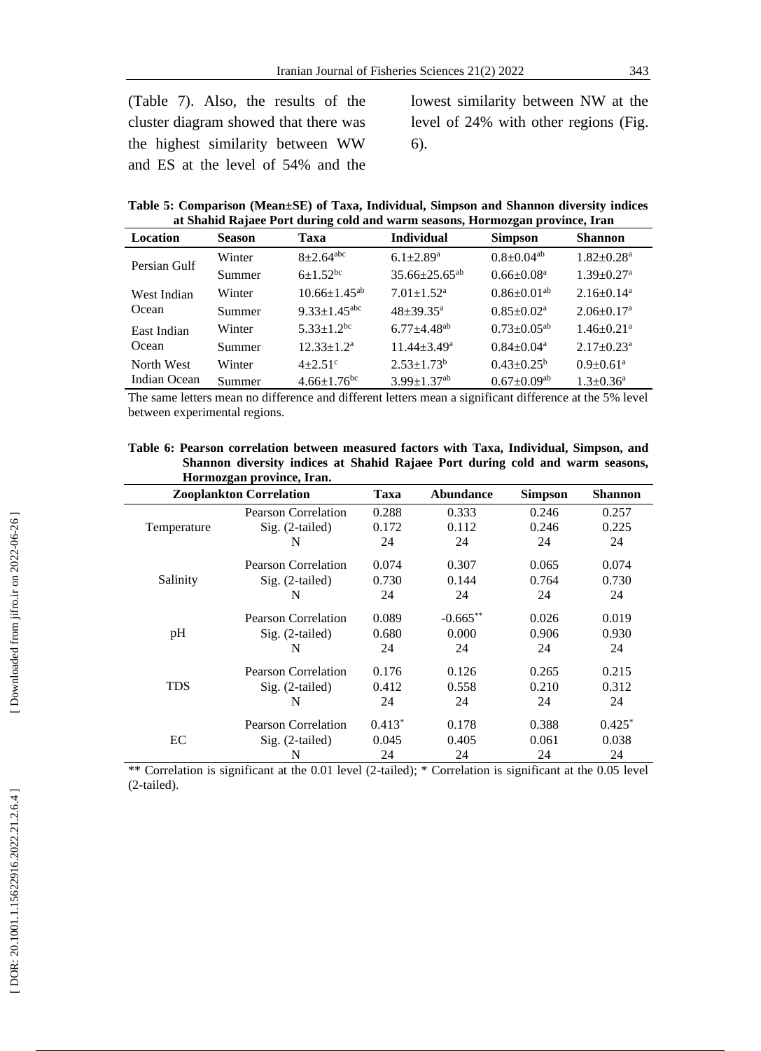(Table 7). Also, the results of the cluster diagram showed that there was the highest similarity between WW and ES at the level of 54% and the lowest similarity between NW at the level of 24% with other regions (Fig. 6).

**Table 5: Comparison (Mean±SE) of Taxa, Individual, Simpson and Shannon diversity indices at Shahid Rajaee Port during cold and warm seasons, Hormozgan province, Iran**

| Location | Season | Taxa | Individual | Simpson | Shannon |
|---|---|---|---|---|---|
| Persian Gulf | Winter | 8±2.64[abc] | 6.1±2.89[a] | 0.8±0.04[ab] | 1.82±0.28[a] |
| | Summer | 6±1.52[bc] | 35.66±25.65[ab] | 0.66±0.08[a] | 1.39±0.27[a] |
| West Indian Ocean | Winter | 10.66±1.45[ab] | 7.01±1.52[a] | 0.86±0.01[ab] | 2.16±0.14[a] |
| | Summer | 9.33±1.45[abc] | 48±39.35[a] | 0.85±0.02[a] | 2.06±0.17[a] |
| East Indian Ocean | Winter | 5.33±1.2[bc] | 6.77±4.48[ab] | 0.73±0.05[ab] | 1.46±0.21[a] |
| | Summer | 12.33±1.2[a] | 11.44±3.49[a] | 0.84±0.04[a] | 2.17±0.23[a] |
| North West Indian Ocean | Winter | 4±2.51[c] | 2.53±1.73[b] | 0.43±0.25[b] | 0.9±0.61[a] |
| | Summer | 4.66±1.76[bc] | 3.99±1.37[ab] | 0.67±0.09[ab] | 1.3±0.36[a] |

The same letters mean no difference and different letters mean a significant difference at the 5% level between experimental regions.

**Table 6: Pearson correlation between measured factors with Taxa, Individual, Simpson, and Shannon diversity indices at Shahid Rajaee Port during cold and warm seasons, Hormozgan province, Iran.**

| Zooplankton Correlation | | Taxa | Abundance | Simpson | Shannon |
|---|---|---|---|---|---|
| Temperature | Pearson Correlation | 0.288 | 0.333 | 0.246 | 0.257 |
| | Sig. (2-tailed) | 0.172 | 0.112 | 0.246 | 0.225 |
| | N | 24 | 24 | 24 | 24 |
| Salinity | Pearson Correlation | 0.074 | 0.307 | 0.065 | 0.074 |
| | Sig. (2-tailed) | 0.730 | 0.144 | 0.764 | 0.730 |
| | N | 24 | 24 | 24 | 24 |
| pH | Pearson Correlation | 0.089 | -0.665** | 0.026 | 0.019 |
| | Sig. (2-tailed) | 0.680 | 0.000 | 0.906 | 0.930 |
| | N | 24 | 24 | 24 | 24 |
| TDS | Pearson Correlation | 0.176 | 0.126 | 0.265 | 0.215 |
| | Sig. (2-tailed) | 0.412 | 0.558 | 0.210 | 0.312 |
| | N | 24 | 24 | 24 | 24 |
| EC | Pearson Correlation | 0.413* | 0.178 | 0.388 | 0.425* |
| | Sig. (2-tailed) | 0.045 | 0.405 | 0.061 | 0.038 |
| | N | 24 | 24 | 24 | 24 |

** Correlation is significant at the 0.01 level (2-tailed); * Correlation is significant at the 0.05 level (2-tailed).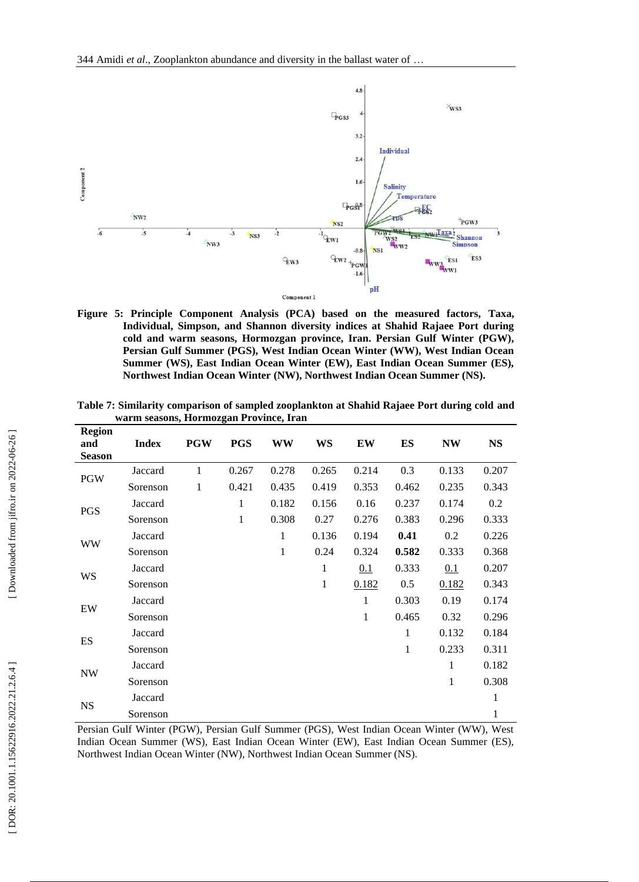**Figure 5: Principle Component Analysis (PCA) based on the measured factors, Taxa, Individual, Simpson, and Shannon diversity indices at Shahid Rajaee Port during cold and warm seasons, Hormozgan province, Iran. Persian Gulf Winter (PGW), Persian Gulf Summer (PGS), West Indian Ocean Winter (WW), West Indian Ocean Summer (WS), East Indian Ocean Winter (EW), East Indian Ocean Summer (ES), Northwest Indian Ocean Winter (NW), Northwest Indian Ocean Summer (NS).**

**Table 7: Similarity comparison of sampled zooplankton at Shahid Rajaee Port during cold and warm seasons, Hormozgan Province, Iran**

| Region and Season | Index | PGW | PGS | WW | WS | EW | ES | NW | NS |
|---|---|---|---|---|---|---|---|---|---|
| PGW | Jaccard | 1 | 0.267 | 0.278 | 0.265 | 0.214 | 0.3 | 0.133 | 0.207 |
| | Sorenson | 1 | 0.421 | 0.435 | 0.419 | 0.353 | 0.462 | 0.235 | 0.343 |
| PGS | Jaccard | | 1 | 0.182 | 0.156 | 0.16 | 0.237 | 0.174 | 0.2 |
| | Sorenson | | 1 | 0.308 | 0.27 | 0.276 | 0.383 | 0.296 | 0.333 |
| WW | Jaccard | | | 1 | 0.136 | 0.194 | **0.41** | 0.2 | 0.226 |
| | Sorenson | | | 1 | 0.24 | 0.324 | **0.582** | 0.333 | 0.368 |
| WS | Jaccard | | | | 1 | <u>0.1</u> | 0.333 | <u>0.1</u> | 0.207 |
| | Sorenson | | | | 1 | <u>0.182</u> | 0.5 | <u>0.182</u> | 0.343 |
| EW | Jaccard | | | | | 1 | 0.303 | 0.19 | 0.174 |
| | Sorenson | | | | | 1 | 0.465 | 0.32 | 0.296 |
| ES | Jaccard | | | | | | 1 | 0.132 | 0.184 |
| | Sorenson | | | | | | 1 | 0.233 | 0.311 |
| NW | Jaccard | | | | | | | 1 | 0.182 |
| | Sorenson | | | | | | | 1 | 0.308 |
| NS | Jaccard | | | | | | | | 1 |
| | Sorenson | | | | | | | | 1 |

Persian Gulf Winter (PGW), Persian Gulf Summer (PGS), West Indian Ocean Winter (WW), West Indian Ocean Summer (WS), East Indian Ocean Winter (EW), East Indian Ocean Summer (ES), Northwest Indian Ocean Winter (NW), Northwest Indian Ocean Summer (NS).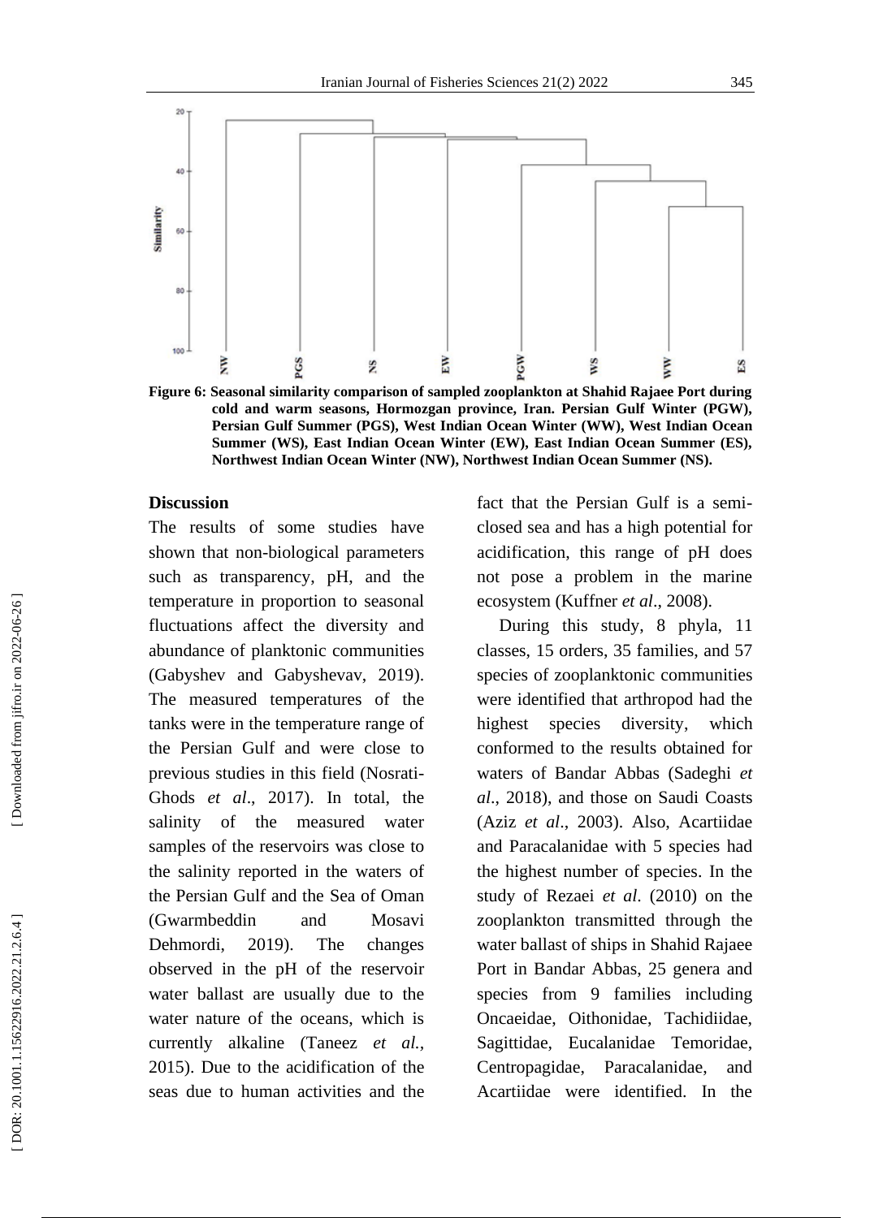Figure 6: Seasonal similarity comparison of sampled zooplankton at Shahid Rajaee Port during cold and warm seasons, Hormozgan province, Iran. Persian Gulf Winter (PGW), Persian Gulf Summer (PGS), West Indian Ocean Winter (WW), West Indian Ocean Summer (WS), East Indian Ocean Winter (EW), East Indian Ocean Summer (ES), Northwest Indian Ocean Winter (NW), Northwest Indian Ocean Summer (NS).

## Discussion

The results of some studies have shown that non-biological parameters such as transparency, pH, and the temperature in proportion to seasonal fluctuations affect the diversity and abundance of planktonic communities (Gabyshev and Gabyshevav, 2019). The measured temperatures of the tanks were in the temperature range of the Persian Gulf and were close to previous studies in this field (Nosrati-Ghods *et al*., 2017). In total, the salinity of the measured water samples of the reservoirs was close to the salinity reported in the waters of the Persian Gulf and the Sea of Oman (Gwarmbeddin and Mosavi Dehmordi, 2019). The changes observed in the pH of the reservoir water ballast are usually due to the water nature of the oceans, which is currently alkaline (Taneez *et al.*, 2015). Due to the acidification of the seas due to human activities and the fact that the Persian Gulf is a semi-closed sea and has a high potential for acidification, this range of pH does not pose a problem in the marine ecosystem (Kuffner *et al*., 2008).

During this study, 8 phyla, 11 classes, 15 orders, 35 families, and 57 species of zooplanktonic communities were identified that arthropod had the highest species diversity, which conformed to the results obtained for waters of Bandar Abbas (Sadeghi *et al*., 2018), and those on Saudi Coasts (Aziz *et al*., 2003). Also, Acartiidae and Paracalanidae with 5 species had the highest number of species. In the study of Rezaei *et al*. (2010) on the zooplankton transmitted through the water ballast of ships in Shahid Rajaee Port in Bandar Abbas, 25 genera and species from 9 families including Oncaeidae, Oithonidae, Tachidiidae, Sagittidae, Eucalanidae Temoridae, Centropagidae, Paracalanidae, and Acartiidae were identified. In the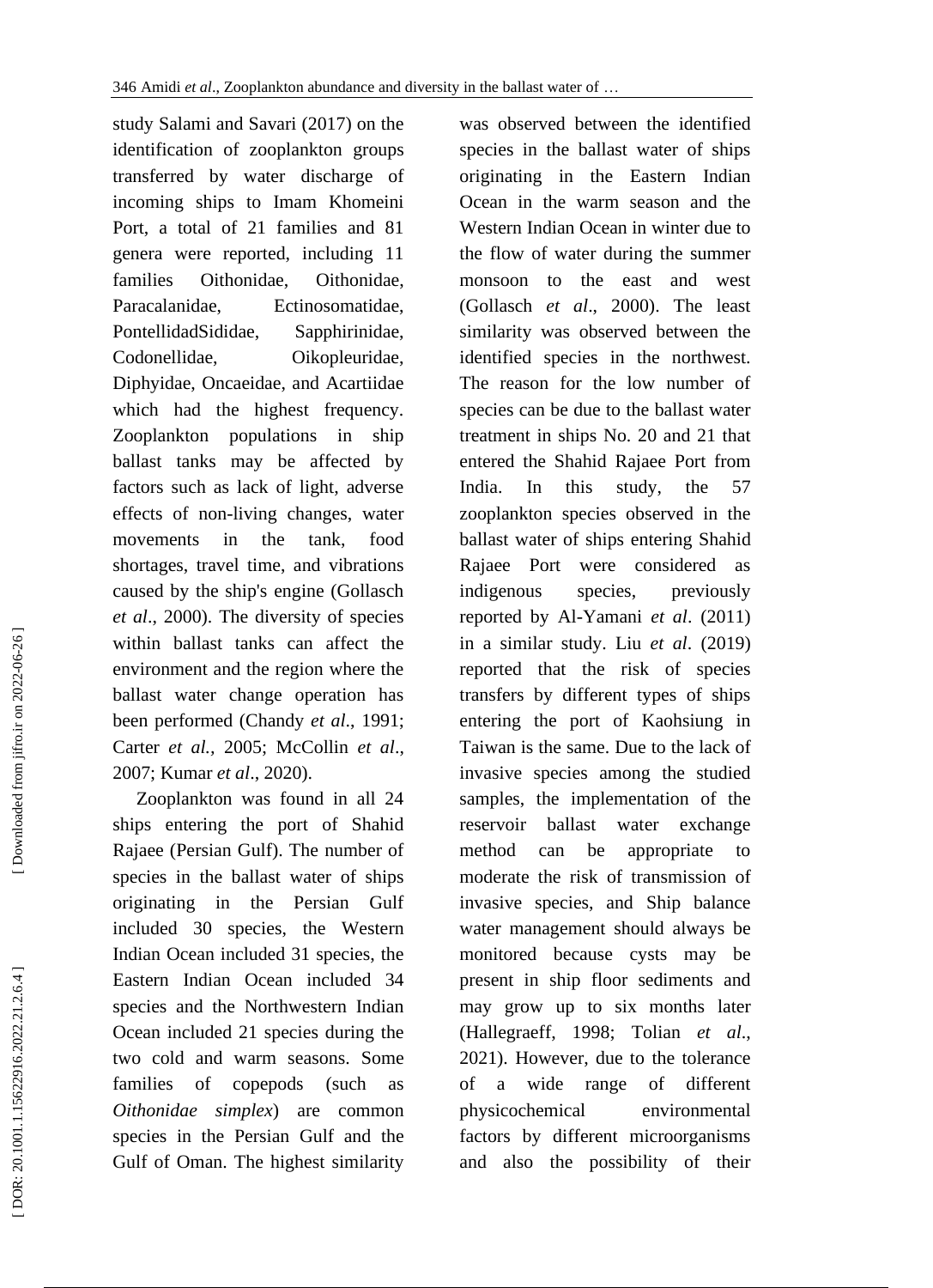study Salami and Savari (2017) on the identification of zooplankton groups transferred by water discharge of incoming ships to Imam Khomeini Port, a total of 21 families and 81 genera were reported, including 11 families Oithonidae, Oithonidae, Paracalanidae, Ectinosomatidae, PontellidadSididae, Sapphirinidae, Codonellidae, Oikopleuridae, Diphyidae, Oncaeidae, and Acartiidae which had the highest frequency. Zooplankton populations in ship ballast tanks may be affected by factors such as lack of light, adverse effects of non-living changes, water movements in the tank, food shortages, travel time, and vibrations caused by the ship's engine (Gollasch *et al*., 2000). The diversity of species within ballast tanks can affect the environment and the region where the ballast water change operation has been performed (Chandy *et al*., 1991; Carter *et al.*, 2005; McCollin *et al*., 2007; Kumar *et al*., 2020).

Zooplankton was found in all 24 ships entering the port of Shahid Rajaee (Persian Gulf). The number of species in the ballast water of ships originating in the Persian Gulf included 30 species, the Western Indian Ocean included 31 species, the Eastern Indian Ocean included 34 species and the Northwestern Indian Ocean included 21 species during the two cold and warm seasons. Some families of copepods (such as *Oithonidae simplex*) are common species in the Persian Gulf and the Gulf of Oman. The highest similarity was observed between the identified species in the ballast water of ships originating in the Eastern Indian Ocean in the warm season and the Western Indian Ocean in winter due to the flow of water during the summer monsoon to the east and west (Gollasch *et al*., 2000). The least similarity was observed between the identified species in the northwest. The reason for the low number of species can be due to the ballast water treatment in ships No. 20 and 21 that entered the Shahid Rajaee Port from India. In this study, the 57 zooplankton species observed in the ballast water of ships entering Shahid Rajaee Port were considered as indigenous species, previously reported by Al-Yamani *et al*. (2011) in a similar study. Liu *et al*. (2019) reported that the risk of species transfers by different types of ships entering the port of Kaohsiung in Taiwan is the same. Due to the lack of invasive species among the studied samples, the implementation of the reservoir ballast water exchange method can be appropriate to moderate the risk of transmission of invasive species, and Ship balance water management should always be monitored because cysts may be present in ship floor sediments and may grow up to six months later (Hallegraeff, 1998; Tolian *et al*., 2021). However, due to the tolerance of a wide range of different physicochemical environmental factors by different microorganisms and also the possibility of their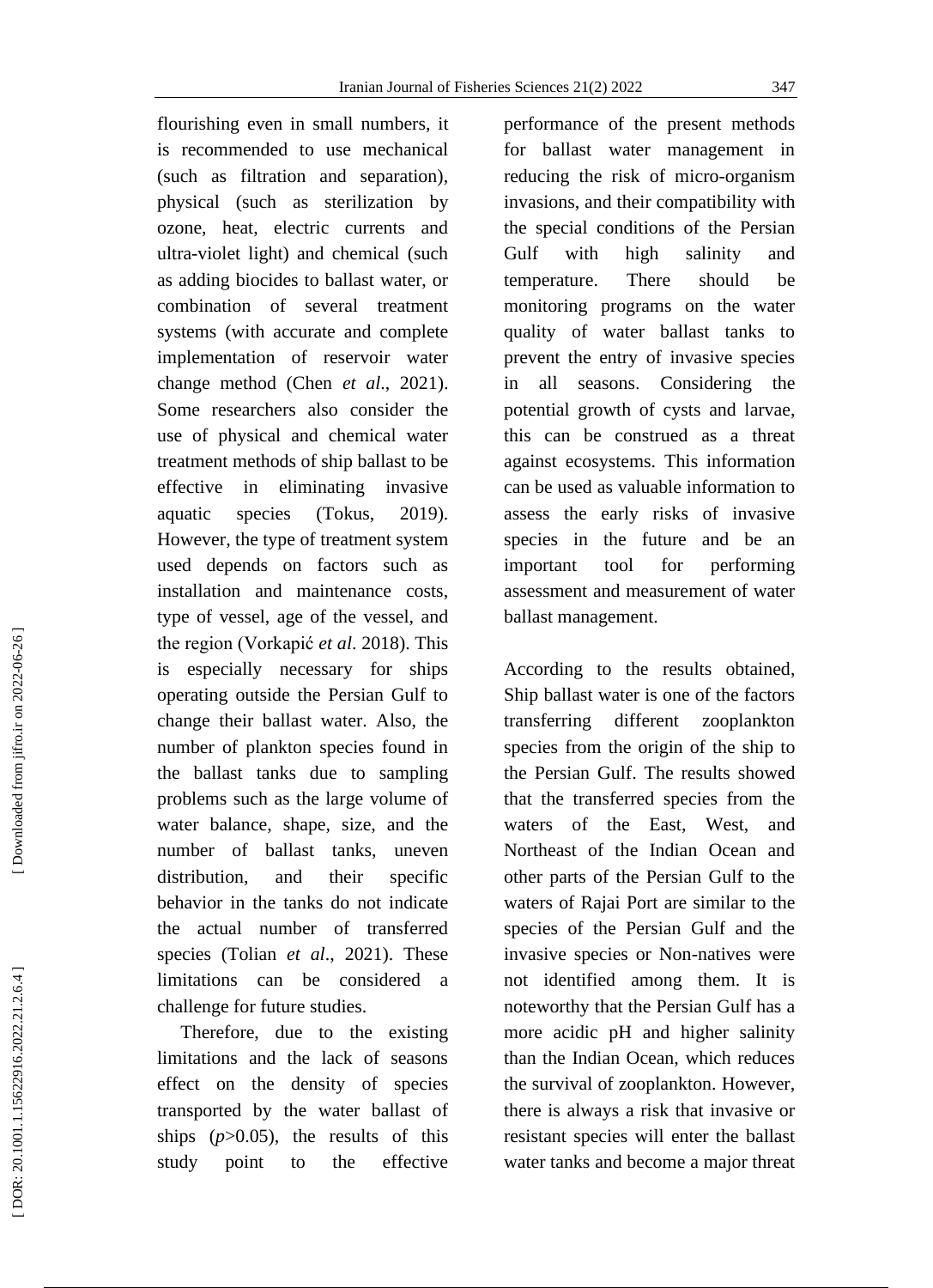flourishing even in small numbers, it is recommended to use mechanical (such as filtration and separation), physical (such as sterilization by ozone, heat, electric currents and ultra-violet light) and chemical (such as adding biocides to ballast water, or combination of several treatment systems (with accurate and complete implementation of reservoir water change method (Chen *et al*., 2021). Some researchers also consider the use of physical and chemical water treatment methods of ship ballast to be effective in eliminating invasive aquatic species (Tokus, 2019). However, the type of treatment system used depends on factors such as installation and maintenance costs, type of vessel, age of the vessel, and the region (Vorkapić *et al*. 2018). This is especially necessary for ships operating outside the Persian Gulf to change their ballast water. Also, the number of plankton species found in the ballast tanks due to sampling problems such as the large volume of water balance, shape, size, and the number of ballast tanks, uneven distribution, and their specific behavior in the tanks do not indicate the actual number of transferred species (Tolian *et al*., 2021). These limitations can be considered a challenge for future studies.

Therefore, due to the existing limitations and the lack of seasons effect on the density of species transported by the water ballast of ships ($p$>0.05), the results of this study point to the effective performance of the present methods for ballast water management in reducing the risk of micro-organism invasions, and their compatibility with the special conditions of the Persian Gulf with high salinity and temperature. There should be monitoring programs on the water quality of water ballast tanks to prevent the entry of invasive species in all seasons. Considering the potential growth of cysts and larvae, this can be construed as a threat against ecosystems. This information can be used as valuable information to assess the early risks of invasive species in the future and be an important tool for performing assessment and measurement of water ballast management.

According to the results obtained, Ship ballast water is one of the factors transferring different zooplankton species from the origin of the ship to the Persian Gulf. The results showed that the transferred species from the waters of the East, West, and Northeast of the Indian Ocean and other parts of the Persian Gulf to the waters of Rajai Port are similar to the species of the Persian Gulf and the invasive species or Non-natives were not identified among them. It is noteworthy that the Persian Gulf has a more acidic pH and higher salinity than the Indian Ocean, which reduces the survival of zooplankton. However, there is always a risk that invasive or resistant species will enter the ballast water tanks and become a major threat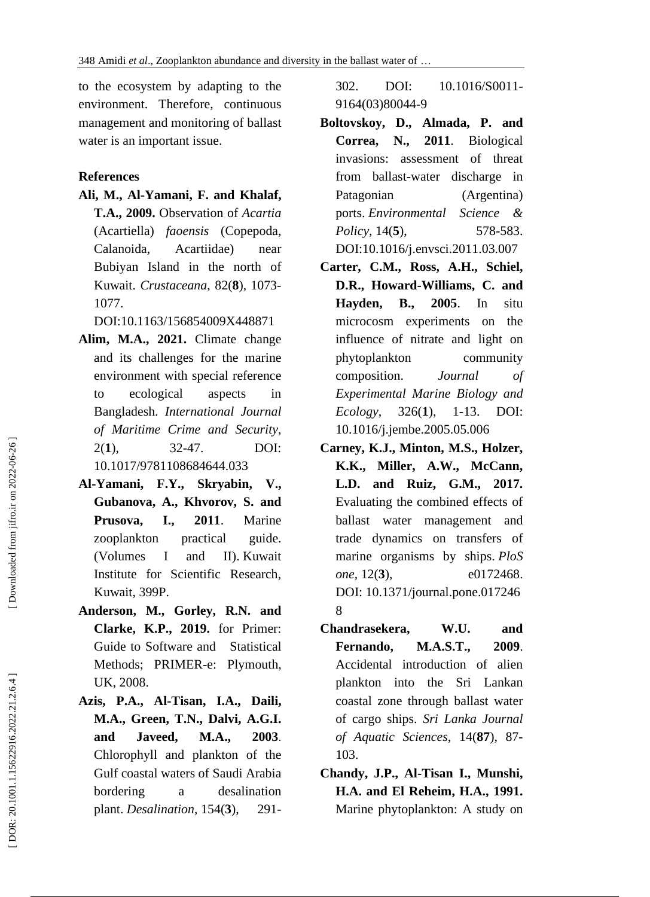to the ecosystem by adapting to the environment. Therefore, continuous management and monitoring of ballast water is an important issue.

## References

**Ali, M., Al-Yamani, F. and Khalaf, T.A., 2009.** Observation of *Acartia* (Acartiella) *faoensis* (Copepoda, Calanoida, Acartiidae) near Bubiyan Island in the north of Kuwait. *Crustaceana*, 82(**8**), 1073-1077. DOI:10.1163/156854009X448871

**Alim, M.A., 2021.** Climate change and its challenges for the marine environment with special reference to ecological aspects in Bangladesh. *International Journal of Maritime Crime and Security*, 2(**1**), 32-47. DOI: 10.1017/9781108684644.033

**Al-Yamani, F.Y., Skryabin, V., Gubanova, A., Khvorov, S. and Prusova, I., 2011**. Marine zooplankton practical guide. (Volumes I and II). Kuwait Institute for Scientific Research, Kuwait, 399P.

**Anderson, M., Gorley, R.N. and Clarke, K.P., 2019.** for Primer: Guide to Software and Statistical Methods; PRIMER-e: Plymouth, UK, 2008.

**Azis, P.A., Al-Tisan, I.A., Daili, M.A., Green, T.N., Dalvi, A.G.I. and Javeed, M.A., 2003**. Chlorophyll and plankton of the Gulf coastal waters of Saudi Arabia bordering a desalination plant. *Desalination*, 154(**3**), 291-302. DOI: 10.1016/S0011-9164(03)80044-9

**Boltovskoy, D., Almada, P. and Correa, N., 2011**. Biological invasions: assessment of threat from ballast-water discharge in Patagonian (Argentina) ports. *Environmental Science & Policy*, 14(**5**), 578-583. DOI:10.1016/j.envsci.2011.03.007

**Carter, C.M., Ross, A.H., Schiel, D.R., Howard-Williams, C. and Hayden, B., 2005**. In situ microcosm experiments on the influence of nitrate and light on phytoplankton community composition. *Journal of Experimental Marine Biology and Ecology*, 326(**1**), 1-13. DOI: 10.1016/j.jembe.2005.05.006

**Carney, K.J., Minton, M.S., Holzer, K.K., Miller, A.W., McCann, L.D. and Ruiz, G.M., 2017.** Evaluating the combined effects of ballast water management and trade dynamics on transfers of marine organisms by ships. *PloS one*, 12(**3**), e0172468. DOI: 10.1371/journal.pone.0172468

**Chandrasekera, W.U. and Fernando, M.A.S.T., 2009**. Accidental introduction of alien plankton into the Sri Lankan coastal zone through ballast water of cargo ships. *Sri Lanka Journal of Aquatic Sciences*, 14(**87**), 87-103.

**Chandy, J.P., Al-Tisan I., Munshi, H.A. and El Reheim, H.A., 1991.** Marine phytoplankton: A study on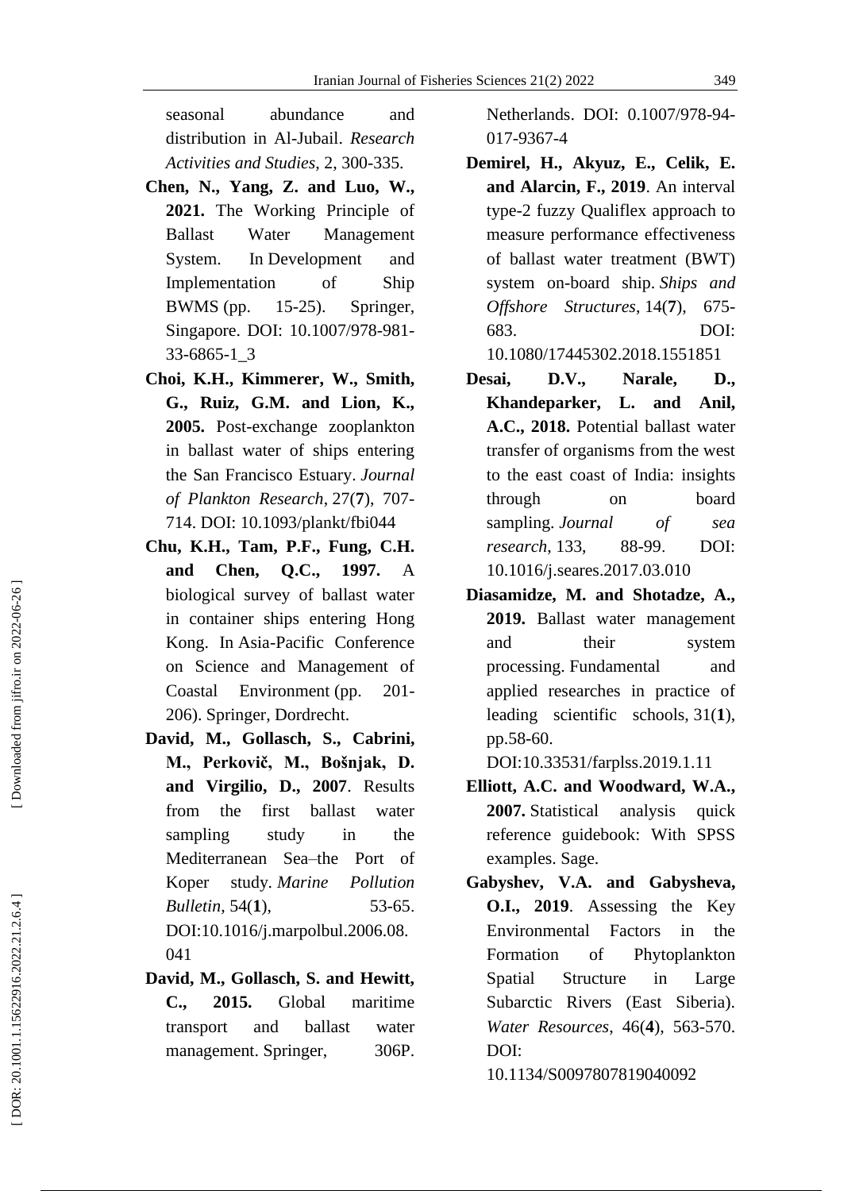seasonal abundance and distribution in Al-Jubail. *Research Activities and Studies*, 2, 300-335.

**Chen, N., Yang, Z. and Luo, W., 2021.** The Working Principle of Ballast Water Management System. In Development and Implementation of Ship BWMS (pp. 15-25). Springer, Singapore. DOI: 10.1007/978-981-33-6865-1_3

**Choi, K.H., Kimmerer, W., Smith, G., Ruiz, G.M. and Lion, K., 2005.** Post-exchange zooplankton in ballast water of ships entering the San Francisco Estuary. *Journal of Plankton Research*, 27(**7**), 707-714. DOI: 10.1093/plankt/fbi044

**Chu, K.H., Tam, P.F., Fung, C.H. and Chen, Q.C., 1997.** A biological survey of ballast water in container ships entering Hong Kong. In Asia-Pacific Conference on Science and Management of Coastal Environment (pp. 201-206). Springer, Dordrecht.

**David, M., Gollasch, S., Cabrini, M., Perkovič, M., Bošnjak, D. and Virgilio, D., 2007**. Results from the first ballast water sampling study in the Mediterranean Sea–the Port of Koper study. *Marine Pollution Bulletin*, 54(**1**), 53-65. DOI:10.1016/j.marpolbul.2006.08.041

**David, M., Gollasch, S. and Hewitt, C., 2015.** Global maritime transport and ballast water management. Springer, 306P. Netherlands. DOI: 0.1007/978-94-017-9367-4

**Demirel, H., Akyuz, E., Celik, E. and Alarcin, F., 2019**. An interval type-2 fuzzy Qualiflex approach to measure performance effectiveness of ballast water treatment (BWT) system on-board ship. *Ships and Offshore Structures*, 14(**7**), 675-683. DOI: 10.1080/17445302.2018.1551851

**Desai, D.V., Narale, D., Khandeparker, L. and Anil, A.C., 2018.** Potential ballast water transfer of organisms from the west to the east coast of India: insights through on board sampling. *Journal of sea research*, 133, 88-99. DOI: 10.1016/j.seares.2017.03.010

**Diasamidze, M. and Shotadze, A., 2019.** Ballast water management and their system processing. Fundamental and applied researches in practice of leading scientific schools, 31(**1**), pp.58-60. DOI:10.33531/farplss.2019.1.11

**Elliott, A.C. and Woodward, W.A., 2007.** Statistical analysis quick reference guidebook: With SPSS examples. Sage.

**Gabyshev, V.A. and Gabysheva, O.I., 2019**. Assessing the Key Environmental Factors in the Formation of Phytoplankton Spatial Structure in Large Subarctic Rivers (East Siberia). *Water Resources*, 46(**4**), 563-570. DOI: 10.1134/S0097807819040092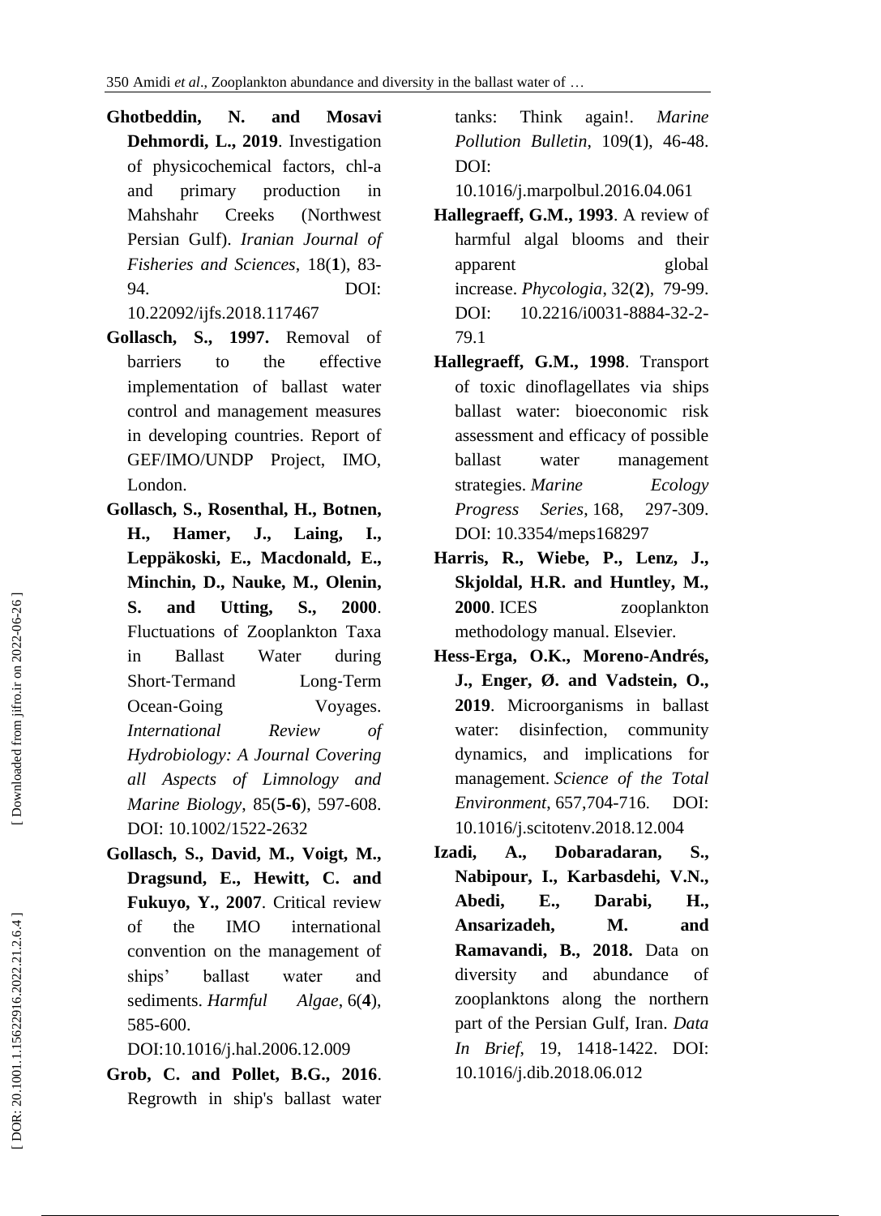**Ghotbeddin, N. and Mosavi Dehmordi, L., 2019**. Investigation of physicochemical factors, chl-a and primary production in Mahshahr Creeks (Northwest Persian Gulf). *Iranian Journal of Fisheries and Sciences*, 18(**1**), 83-94. DOI: 10.22092/ijfs.2018.117467

**Gollasch, S., 1997.** Removal of barriers to the effective implementation of ballast water control and management measures in developing countries. Report of GEF/IMO/UNDP Project, IMO, London.

**Gollasch, S., Rosenthal, H., Botnen, H., Hamer, J., Laing, I., Leppäkoski, E., Macdonald, E., Minchin, D., Nauke, M., Olenin, S. and Utting, S., 2000**. Fluctuations of Zooplankton Taxa in Ballast Water during Short-Termand Long-Term Ocean-Going Voyages. *International Review of Hydrobiology: A Journal Covering all Aspects of Limnology and Marine Biology*, 85(**5-6**), 597-608. DOI: 10.1002/1522-2632

**Gollasch, S., David, M., Voigt, M., Dragsund, E., Hewitt, C. and Fukuyo, Y., 2007**. Critical review of the IMO international convention on the management of ships' ballast water and sediments. *Harmful Algae*, 6(**4**), 585-600. DOI:10.1016/j.hal.2006.12.009

**Grob, C. and Pollet, B.G., 2016**. Regrowth in ship's ballast water tanks: Think again!. *Marine Pollution Bulletin*, 109(**1**), 46-48. DOI: 10.1016/j.marpolbul.2016.04.061

**Hallegraeff, G.M., 1993**. A review of harmful algal blooms and their apparent global increase. *Phycologia*, 32(**2**), 79-99. DOI: 10.2216/i0031-8884-32-2-79.1

**Hallegraeff, G.M., 1998**. Transport of toxic dinoflagellates via ships ballast water: bioeconomic risk assessment and efficacy of possible ballast water management strategies. *Marine Ecology Progress Series*, 168, 297-309. DOI: 10.3354/meps168297

**Harris, R., Wiebe, P., Lenz, J., Skjoldal, H.R. and Huntley, M., 2000**. ICES zooplankton methodology manual. Elsevier.

**Hess-Erga, O.K., Moreno-Andrés, J., Enger, Ø. and Vadstein, O., 2019**. Microorganisms in ballast water: disinfection, community dynamics, and implications for management. *Science of the Total Environment*, 657,704-716. DOI: 10.1016/j.scitotenv.2018.12.004

**Izadi, A., Dobaradaran, S., Nabipour, I., Karbasdehi, V.N., Abedi, E., Darabi, H., Ansarizadeh, M. and Ramavandi, B., 2018.** Data on diversity and abundance of zooplanktons along the northern part of the Persian Gulf, Iran. *Data In Brief*, 19, 1418-1422. DOI: 10.1016/j.dib.2018.06.012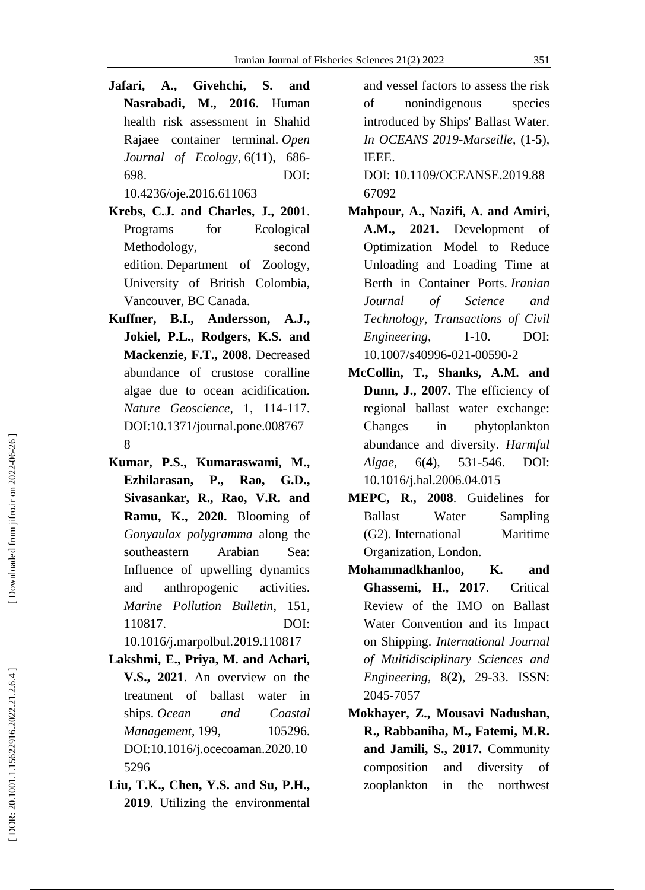**Jafari, A., Givehchi, S. and Nasrabadi, M., 2016.** Human health risk assessment in Shahid Rajaee container terminal. *Open Journal of Ecology*, 6(**11**), 686-698. DOI: 10.4236/oje.2016.611063

**Krebs, C.J. and Charles, J., 2001**. Programs for Ecological Methodology, second edition. Department of Zoology, University of British Colombia, Vancouver, BC Canada.

**Kuffner, B.I., Andersson, A.J., Jokiel, P.L., Rodgers, K.S. and Mackenzie, F.T., 2008.** Decreased abundance of crustose coralline algae due to ocean acidification. *Nature Geoscience*, 1, 114-117. DOI:10.1371/journal.pone.0087678

**Kumar, P.S., Kumaraswami, M., Ezhilarasan, P., Rao, G.D., Sivasankar, R., Rao, V.R. and Ramu, K., 2020.** Blooming of *Gonyaulax polygramma* along the southeastern Arabian Sea: Influence of upwelling dynamics and anthropogenic activities. *Marine Pollution Bulletin*, 151, 110817. DOI: 10.1016/j.marpolbul.2019.110817

**Lakshmi, E., Priya, M. and Achari, V.S., 2021**. An overview on the treatment of ballast water in ships. *Ocean and Coastal Management*, 199, 105296. DOI:10.1016/j.ocecoaman.2020.105296

**Liu, T.K., Chen, Y.S. and Su, P.H., 2019**. Utilizing the environmental and vessel factors to assess the risk of nonindigenous species introduced by Ships' Ballast Water. *In OCEANS 2019-Marseille*, (**1-5**), IEEE. DOI: 10.1109/OCEANSE.2019.8867092

**Mahpour, A., Nazifi, A. and Amiri, A.M., 2021.** Development of Optimization Model to Reduce Unloading and Loading Time at Berth in Container Ports. *Iranian Journal of Science and Technology, Transactions of Civil Engineering*, 1-10. DOI: 10.1007/s40996-021-00590-2

**McCollin, T., Shanks, A.M. and Dunn, J., 2007.** The efficiency of regional ballast water exchange: Changes in phytoplankton abundance and diversity. *Harmful Algae*, 6(**4**), 531-546. DOI: 10.1016/j.hal.2006.04.015

**MEPC, R., 2008**. Guidelines for Ballast Water Sampling (G2). International Maritime Organization, London.

**Mohammadkhanloo, K. and Ghassemi, H., 2017**. Critical Review of the IMO on Ballast Water Convention and its Impact on Shipping. *International Journal of Multidisciplinary Sciences and Engineering*, 8(**2**), 29-33. ISSN: 2045-7057

**Mokhayer, Z., Mousavi Nadushan, R., Rabbaniha, M., Fatemi, M.R. and Jamili, S., 2017.** Community composition and diversity of zooplankton in the northwest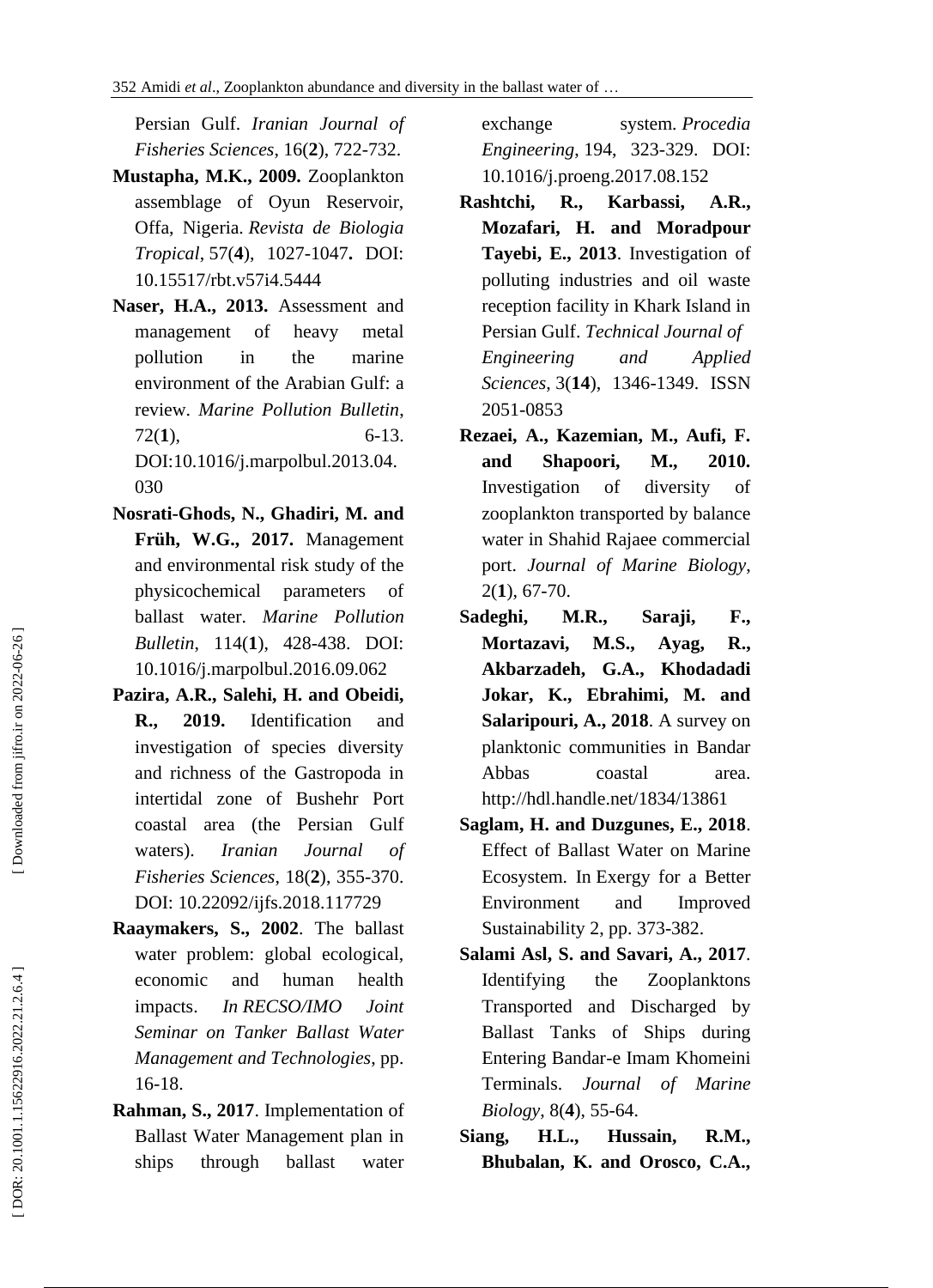Persian Gulf. *Iranian Journal of Fisheries Sciences*, 16(**2**), 722-732.

**Mustapha, M.K., 2009.** Zooplankton assemblage of Oyun Reservoir, Offa, Nigeria. *Revista de Biologia Tropical*, 57(**4**), 1027-1047**.** DOI: 10.15517/rbt.v57i4.5444

**Naser, H.A., 2013.** Assessment and management of heavy metal pollution in the marine environment of the Arabian Gulf: a review. *Marine Pollution Bulletin*, 72(**1**), 6-13. DOI:10.1016/j.marpolbul.2013.04.030

**Nosrati-Ghods, N., Ghadiri, M. and Früh, W.G., 2017.** Management and environmental risk study of the physicochemical parameters of ballast water. *Marine Pollution Bulletin*, 114(**1**), 428-438. DOI: 10.1016/j.marpolbul.2016.09.062

**Pazira, A.R., Salehi, H. and Obeidi, R., 2019.** Identification and investigation of species diversity and richness of the Gastropoda in intertidal zone of Bushehr Port coastal area (the Persian Gulf waters). *Iranian Journal of Fisheries Sciences*, 18(**2**), 355-370. DOI: 10.22092/ijfs.2018.117729

**Raaymakers, S., 2002**. The ballast water problem: global ecological, economic and human health impacts. *In RECSO/IMO Joint Seminar on Tanker Ballast Water Management and Technologies*, pp. 16-18.

**Rahman, S., 2017**. Implementation of Ballast Water Management plan in ships through ballast water exchange system. *Procedia Engineering*, 194, 323-329. DOI: 10.1016/j.proeng.2017.08.152

**Rashtchi, R., Karbassi, A.R., Mozafari, H. and Moradpour Tayebi, E., 2013**. Investigation of polluting industries and oil waste reception facility in Khark Island in Persian Gulf. *Technical Journal of Engineering and Applied Sciences*, 3(**14**), 1346-1349. ISSN 2051-0853

**Rezaei, A., Kazemian, M., Aufi, F. and Shapoori, M., 2010.** Investigation of diversity of zooplankton transported by balance water in Shahid Rajaee commercial port. *Journal of Marine Biology*, 2(**1**), 67-70.

**Sadeghi, M.R., Saraji, F., Mortazavi, M.S., Ayag, R., Akbarzadeh, G.A., Khodadadi Jokar, K., Ebrahimi, M. and Salaripouri, A., 2018**. A survey on planktonic communities in Bandar Abbas coastal area. http://hdl.handle.net/1834/13861

**Saglam, H. and Duzgunes, E., 2018**. Effect of Ballast Water on Marine Ecosystem. In Exergy for a Better Environment and Improved Sustainability 2, pp. 373-382.

**Salami Asl, S. and Savari, A., 2017**. Identifying the Zooplanktons Transported and Discharged by Ballast Tanks of Ships during Entering Bandar-e Imam Khomeini Terminals. *Journal of Marine Biology*, 8(**4**), 55-64.

**Siang, H.L., Hussain, R.M., Bhubalan, K. and Orosco, C.A.,**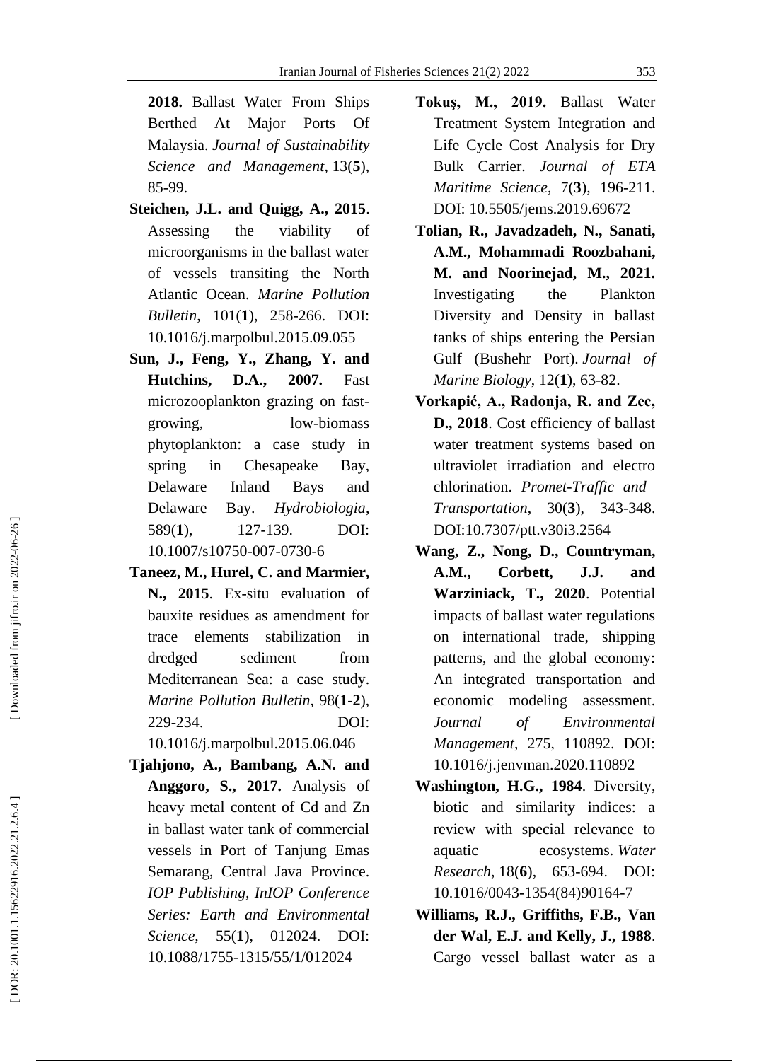**2018.** Ballast Water From Ships Berthed At Major Ports Of Malaysia. *Journal of Sustainability Science and Management*, 13(**5**), 85-99.

**Steichen, J.L. and Quigg, A., 2015**. Assessing the viability of microorganisms in the ballast water of vessels transiting the North Atlantic Ocean. *Marine Pollution Bulletin*, 101(**1**), 258-266. DOI: 10.1016/j.marpolbul.2015.09.055

**Sun, J., Feng, Y., Zhang, Y. and Hutchins, D.A., 2007.** Fast microzooplankton grazing on fast-growing, low-biomass phytoplankton: a case study in spring in Chesapeake Bay, Delaware Inland Bays and Delaware Bay. *Hydrobiologia*, 589(**1**), 127-139. DOI: 10.1007/s10750-007-0730-6

**Taneez, M., Hurel, C. and Marmier, N., 2015**. Ex-situ evaluation of bauxite residues as amendment for trace elements stabilization in dredged sediment from Mediterranean Sea: a case study. *Marine Pollution Bulletin*, 98(**1-2**), 229-234. DOI: 10.1016/j.marpolbul.2015.06.046

**Tjahjono, A., Bambang, A.N. and Anggoro, S., 2017.** Analysis of heavy metal content of Cd and Zn in ballast water tank of commercial vessels in Port of Tanjung Emas Semarang, Central Java Province. *IOP Publishing, InIOP Conference Series: Earth and Environmental Science*, 55(**1**), 012024. DOI: 10.1088/1755-1315/55/1/012024

**Tokuş, M., 2019.** Ballast Water Treatment System Integration and Life Cycle Cost Analysis for Dry Bulk Carrier. *Journal of ETA Maritime Science*, 7(**3**), 196-211. DOI: 10.5505/jems.2019.69672

**Tolian, R., Javadzadeh, N., Sanati, A.M., Mohammadi Roozbahani, M. and Noorinejad, M., 2021.** Investigating the Plankton Diversity and Density in ballast tanks of ships entering the Persian Gulf (Bushehr Port). *Journal of Marine Biology*, 12(**1**), 63-82.

**Vorkapić, A., Radonja, R. and Zec, D., 2018**. Cost efficiency of ballast water treatment systems based on ultraviolet irradiation and electro chlorination. *Promet-Traffic and Transportation*, 30(**3**), 343-348. DOI:10.7307/ptt.v30i3.2564

**Wang, Z., Nong, D., Countryman, A.M., Corbett, J.J. and Warziniack, T., 2020**. Potential impacts of ballast water regulations on international trade, shipping patterns, and the global economy: An integrated transportation and economic modeling assessment. *Journal of Environmental Management*, 275, 110892. DOI: 10.1016/j.jenvman.2020.110892

**Washington, H.G., 1984**. Diversity, biotic and similarity indices: a review with special relevance to aquatic ecosystems. *Water Research*, 18(**6**), 653-694. DOI: 10.1016/0043-1354(84)90164-7

**Williams, R.J., Griffiths, F.B., Van der Wal, E.J. and Kelly, J., 1988**. Cargo vessel ballast water as a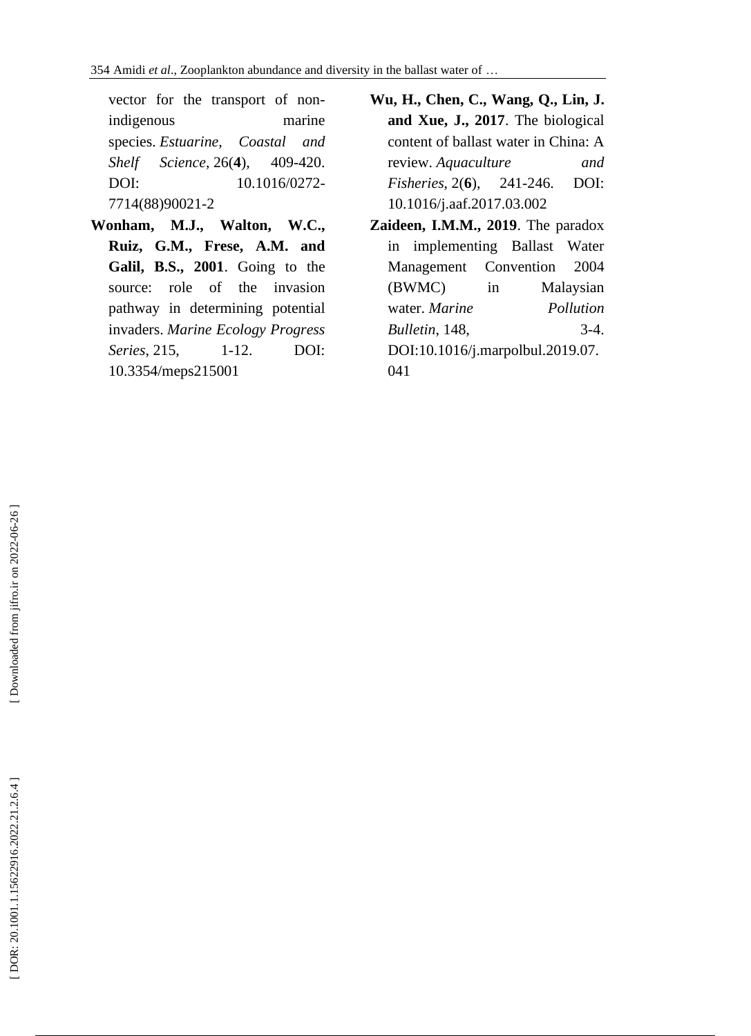vector for the transport of non-indigenous marine species. *Estuarine, Coastal and Shelf Science*, 26(**4**), 409-420. DOI: 10.1016/0272-7714(88)90021-2

**Wonham, M.J., Walton, W.C., Ruiz, G.M., Frese, A.M. and Galil, B.S., 2001**. Going to the source: role of the invasion pathway in determining potential invaders. *Marine Ecology Progress Series*, 215, 1-12. DOI: 10.3354/meps215001

**Wu, H., Chen, C., Wang, Q., Lin, J. and Xue, J., 2017**. The biological content of ballast water in China: A review. *Aquaculture and Fisheries*, 2(**6**), 241-246. DOI: 10.1016/j.aaf.2017.03.002

**Zaideen, I.M.M., 2019**. The paradox in implementing Ballast Water Management Convention 2004 (BWMC) in Malaysian water. *Marine Pollution Bulletin*, 148, 3-4. DOI:10.1016/j.marpolbul.2019.07.041